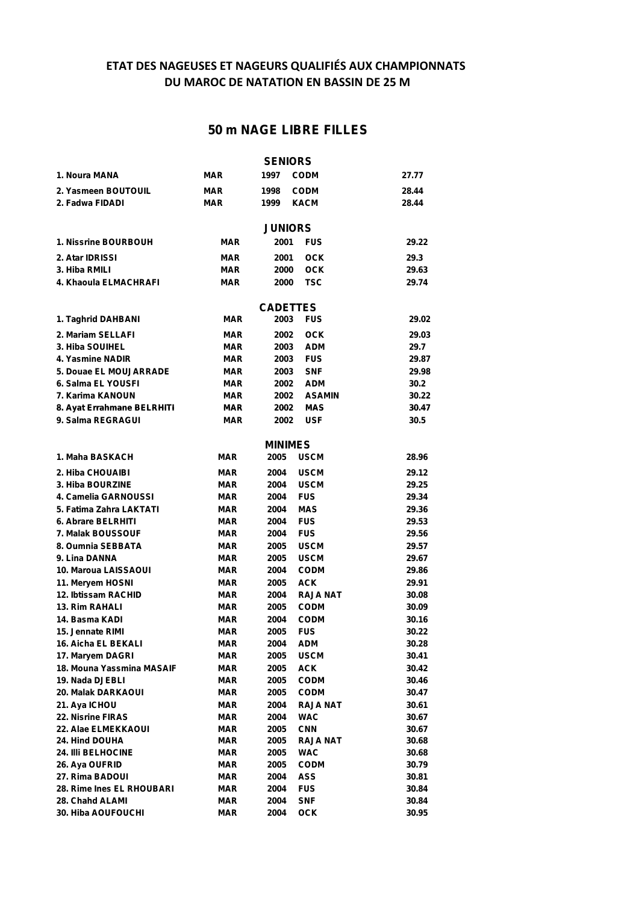# ETAT DES NAGEUSES ET NAGEURS QUALIFIÉS AUX CHAMPIONNATS DU MAROC DE NATATION EN BASSIN DE 25 M

## 50 m NAGE LIBRE FILLES

### SENIORS

| | | | | |
|---|---|---|---|---|
| 1. Noura MANA | MAR | 1997 | CODM | 27.77 |
| 2. Yasmeen BOUTOUIL | MAR | 1998 | CODM | 28.44 |
| 2. Fadwa FIDADI | MAR | 1999 | KACM | 28.44 |

### JUNIORS

| | | | | |
|---|---|---|---|---|
| 1. Nissrine BOURBOUH | MAR | 2001 | FUS | 29.22 |
| 2. Atar IDRISSI | MAR | 2001 | OCK | 29.3 |
| 3. Hiba RMILI | MAR | 2000 | OCK | 29.63 |
| 4. Khaoula ELMACHRAFI | MAR | 2000 | TSC | 29.74 |

### CADETTES

| | | | | |
|---|---|---|---|---|
| 1. Taghrid DAHBANI | MAR | 2003 | FUS | 29.02 |
| 2. Mariam SELLAFI | MAR | 2002 | OCK | 29.03 |
| 3. Hiba SOUIHEL | MAR | 2003 | ADM | 29.7 |
| 4. Yasmine NADIR | MAR | 2003 | FUS | 29.87 |
| 5. Douae EL MOUJARRADE | MAR | 2003 | SNF | 29.98 |
| 6. Salma EL YOUSFI | MAR | 2002 | ADM | 30.2 |
| 7. Karima KANOUN | MAR | 2002 | ASAMIN | 30.22 |
| 8. Ayat Errahmane BELRHITI | MAR | 2002 | MAS | 30.47 |
| 9. Salma REGRAGUI | MAR | 2002 | USF | 30.5 |

### MINIMES

| | | | | |
|---|---|---|---|---|
| 1. Maha BASKACH | MAR | 2005 | USCM | 28.96 |
| 2. Hiba CHOUAIBI | MAR | 2004 | USCM | 29.12 |
| 3. Hiba BOURZINE | MAR | 2004 | USCM | 29.25 |
| 4. Camelia GARNOUSSI | MAR | 2004 | FUS | 29.34 |
| 5. Fatima Zahra LAKTATI | MAR | 2004 | MAS | 29.36 |
| 6. Abrare BELRHITI | MAR | 2004 | FUS | 29.53 |
| 7. Malak BOUSSOUF | MAR | 2004 | FUS | 29.56 |
| 8. Oumnia SEBBATA | MAR | 2005 | USCM | 29.57 |
| 9. Lina DANNA | MAR | 2005 | USCM | 29.67 |
| 10. Maroua LAISSAOUI | MAR | 2004 | CODM | 29.86 |
| 11. Meryem HOSNI | MAR | 2005 | ACK | 29.91 |
| 12. Ibtissam RACHID | MAR | 2004 | RAJA NAT | 30.08 |
| 13. Rim RAHALI | MAR | 2005 | CODM | 30.09 |
| 14. Basma KADI | MAR | 2004 | CODM | 30.16 |
| 15. Jennate RIMI | MAR | 2005 | FUS | 30.22 |
| 16. Aicha EL BEKALI | MAR | 2004 | ADM | 30.28 |
| 17. Maryem DAGRI | MAR | 2005 | USCM | 30.41 |
| 18. Mouna Yassmina MASAIF | MAR | 2005 | ACK | 30.42 |
| 19. Nada DJEBLI | MAR | 2005 | CODM | 30.46 |
| 20. Malak DARKAOUI | MAR | 2005 | CODM | 30.47 |
| 21. Aya ICHOU | MAR | 2004 | RAJA NAT | 30.61 |
| 22. Nisrine FIRAS | MAR | 2004 | WAC | 30.67 |
| 22. Alae ELMEKKAOUI | MAR | 2005 | CNN | 30.67 |
| 24. Hind DOUHA | MAR | 2005 | RAJA NAT | 30.68 |
| 24. Illi BELHOCINE | MAR | 2005 | WAC | 30.68 |
| 26. Aya OUFRID | MAR | 2005 | CODM | 30.79 |
| 27. Rima BADOUI | MAR | 2004 | ASS | 30.81 |
| 28. Rime Ines EL RHOUBARI | MAR | 2004 | FUS | 30.84 |
| 28. Chahd ALAMI | MAR | 2004 | SNF | 30.84 |
| 30. Hiba AOUFOUCHI | MAR | 2004 | OCK | 30.95 |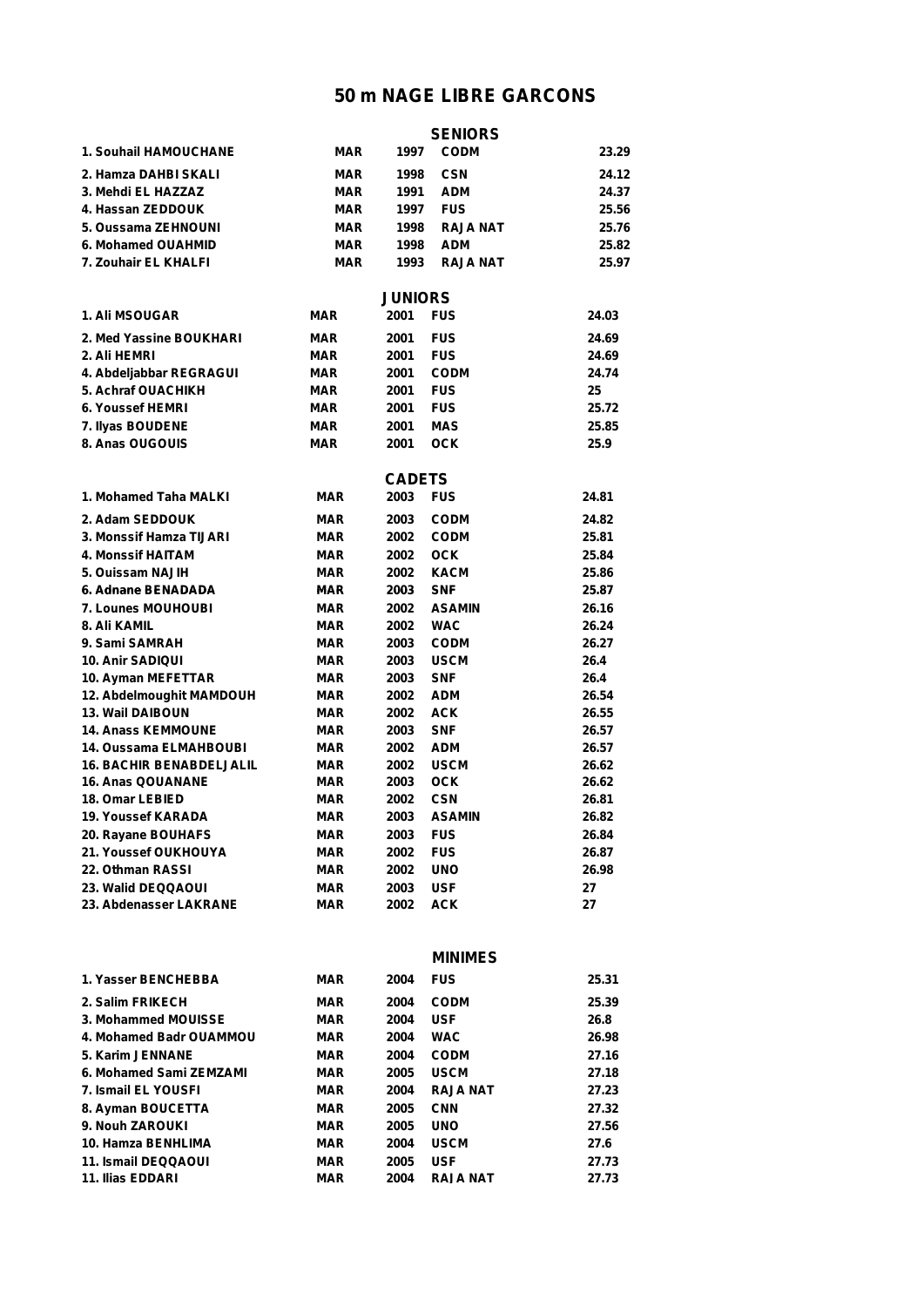# 50 m NAGE LIBRE GARCONS

## SENIORS

| | | | | |
|---|---|---|---|---|
| 1. Souhail HAMOUCHANE | MAR | 1997 | CODM | 23.29 |
| 2. Hamza DAHBI SKALI | MAR | 1998 | CSN | 24.12 |
| 3. Mehdi EL HAZZAZ | MAR | 1991 | ADM | 24.37 |
| 4. Hassan ZEDDOUK | MAR | 1997 | FUS | 25.56 |
| 5. Oussama ZEHNOUNI | MAR | 1998 | RAJA NAT | 25.76 |
| 6. Mohamed OUAHMID | MAR | 1998 | ADM | 25.82 |
| 7. Zouhair EL KHALFI | MAR | 1993 | RAJA NAT | 25.97 |

## JUNIORS

| | | | | |
|---|---|---|---|---|
| 1. Ali MSOUGAR | MAR | 2001 | FUS | 24.03 |
| 2. Med Yassine BOUKHARI | MAR | 2001 | FUS | 24.69 |
| 2. Ali HEMRI | MAR | 2001 | FUS | 24.69 |
| 4. Abdeljabbar REGRAGUI | MAR | 2001 | CODM | 24.74 |
| 5. Achraf OUACHIKH | MAR | 2001 | FUS | 25 |
| 6. Youssef HEMRI | MAR | 2001 | FUS | 25.72 |
| 7. Ilyas BOUDENE | MAR | 2001 | MAS | 25.85 |
| 8. Anas OUGOUIS | MAR | 2001 | OCK | 25.9 |

## CADETS

| | | | | |
|---|---|---|---|---|
| 1. Mohamed Taha MALKI | MAR | 2003 | FUS | 24.81 |
| 2. Adam SEDDOUK | MAR | 2003 | CODM | 24.82 |
| 3. Monssif Hamza TIJARI | MAR | 2002 | CODM | 25.81 |
| 4. Monssif HAITAM | MAR | 2002 | OCK | 25.84 |
| 5. Ouissam NAJIH | MAR | 2002 | KACM | 25.86 |
| 6. Adnane BENADADA | MAR | 2003 | SNF | 25.87 |
| 7. Lounes MOUHOUBI | MAR | 2002 | ASAMIN | 26.16 |
| 8. Ali KAMIL | MAR | 2002 | WAC | 26.24 |
| 9. Sami SAMRAH | MAR | 2003 | CODM | 26.27 |
| 10. Anir SADIQUI | MAR | 2003 | USCM | 26.4 |
| 10. Ayman MEFETTAR | MAR | 2003 | SNF | 26.4 |
| 12. Abdelmoughit MAMDOUH | MAR | 2002 | ADM | 26.54 |
| 13. Wail DAIBOUN | MAR | 2002 | ACK | 26.55 |
| 14. Anass KEMMOUNE | MAR | 2003 | SNF | 26.57 |
| 14. Oussama ELMAHBOUBI | MAR | 2002 | ADM | 26.57 |
| 16. BACHIR BENABDELJALIL | MAR | 2002 | USCM | 26.62 |
| 16. Anas QOUANANE | MAR | 2003 | OCK | 26.62 |
| 18. Omar LEBIED | MAR | 2002 | CSN | 26.81 |
| 19. Youssef KARADA | MAR | 2003 | ASAMIN | 26.82 |
| 20. Rayane BOUHAFS | MAR | 2003 | FUS | 26.84 |
| 21. Youssef OUKHOUYA | MAR | 2002 | FUS | 26.87 |
| 22. Othman RASSI | MAR | 2002 | UNO | 26.98 |
| 23. Walid DEQQAOUI | MAR | 2003 | USF | 27 |
| 23. Abdenasser LAKRANE | MAR | 2002 | ACK | 27 |

## MINIMES

| | | | | |
|---|---|---|---|---|
| 1. Yasser BENCHEBBA | MAR | 2004 | FUS | 25.31 |
| 2. Salim FRIKECH | MAR | 2004 | CODM | 25.39 |
| 3. Mohammed MOUISSE | MAR | 2004 | USF | 26.8 |
| 4. Mohamed Badr OUAMMOU | MAR | 2004 | WAC | 26.98 |
| 5. Karim JENNANE | MAR | 2004 | CODM | 27.16 |
| 6. Mohamed Sami ZEMZAMI | MAR | 2005 | USCM | 27.18 |
| 7. Ismail EL YOUSFI | MAR | 2004 | RAJA NAT | 27.23 |
| 8. Ayman BOUCETTA | MAR | 2005 | CNN | 27.32 |
| 9. Nouh ZAROUKI | MAR | 2005 | UNO | 27.56 |
| 10. Hamza BENHLIMA | MAR | 2004 | USCM | 27.6 |
| 11. Ismail DEQQAOUI | MAR | 2005 | USF | 27.73 |
| 11. Ilias EDDARI | MAR | 2004 | RAJA NAT | 27.73 |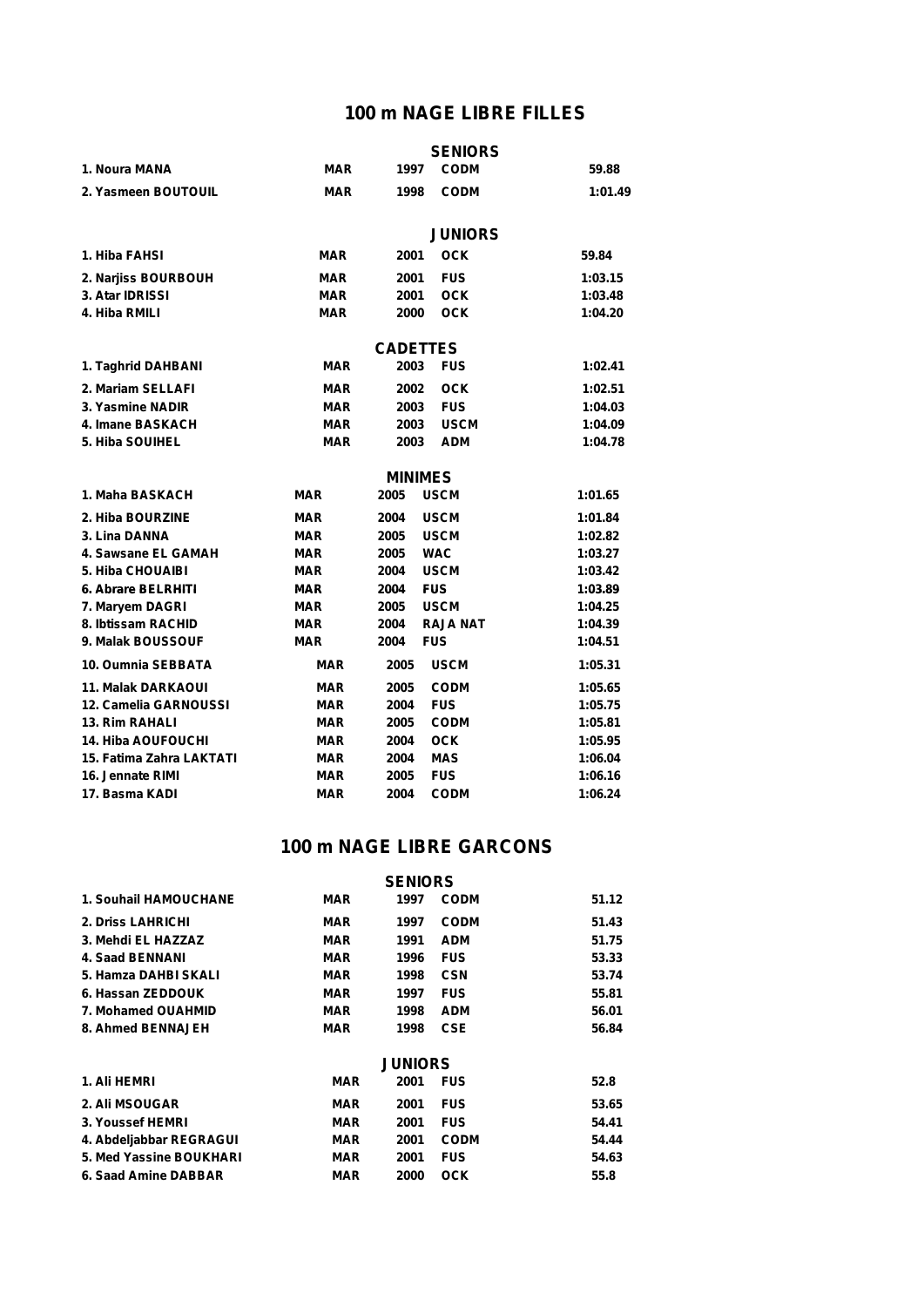## 100 m NAGE LIBRE FILLES

### SENIORS

| | | | | |
|---|---|---|---|---|
| 1. Noura MANA | MAR | 1997 | CODM | 59.88 |
| 2. Yasmeen BOUTOUIL | MAR | 1998 | CODM | 1:01.49 |

### JUNIORS

| | | | | |
|---|---|---|---|---|
| 1. Hiba FAHSI | MAR | 2001 | OCK | 59.84 |
| 2. Narjiss BOURBOUH | MAR | 2001 | FUS | 1:03.15 |
| 3. Atar IDRISSI | MAR | 2001 | OCK | 1:03.48 |
| 4. Hiba RMILI | MAR | 2000 | OCK | 1:04.20 |

### CADETTES

| | | | | |
|---|---|---|---|---|
| 1. Taghrid DAHBANI | MAR | 2003 | FUS | 1:02.41 |
| 2. Mariam SELLAFI | MAR | 2002 | OCK | 1:02.51 |
| 3. Yasmine NADIR | MAR | 2003 | FUS | 1:04.03 |
| 4. Imane BASKACH | MAR | 2003 | USCM | 1:04.09 |
| 5. Hiba SOUIHEL | MAR | 2003 | ADM | 1:04.78 |

### MINIMES

| | | | | |
|---|---|---|---|---|
| 1. Maha BASKACH | MAR | 2005 | USCM | 1:01.65 |
| 2. Hiba BOURZINE | MAR | 2004 | USCM | 1:01.84 |
| 3. Lina DANNA | MAR | 2005 | USCM | 1:02.82 |
| 4. Sawsane EL GAMAH | MAR | 2005 | WAC | 1:03.27 |
| 5. Hiba CHOUAIBI | MAR | 2004 | USCM | 1:03.42 |
| 6. Abrare BELRHITI | MAR | 2004 | FUS | 1:03.89 |
| 7. Maryem DAGRI | MAR | 2005 | USCM | 1:04.25 |
| 8. Ibtissam RACHID | MAR | 2004 | RAJA NAT | 1:04.39 |
| 9. Malak BOUSSOUF | MAR | 2004 | FUS | 1:04.51 |
| 10. Oumnia SEBBATA | MAR | 2005 | USCM | 1:05.31 |
| 11. Malak DARKAOUI | MAR | 2005 | CODM | 1:05.65 |
| 12. Camelia GARNOUSSI | MAR | 2004 | FUS | 1:05.75 |
| 13. Rim RAHALI | MAR | 2005 | CODM | 1:05.81 |
| 14. Hiba AOUFOUCHI | MAR | 2004 | OCK | 1:05.95 |
| 15. Fatima Zahra LAKTATI | MAR | 2004 | MAS | 1:06.04 |
| 16. Jennate RIMI | MAR | 2005 | FUS | 1:06.16 |
| 17. Basma KADI | MAR | 2004 | CODM | 1:06.24 |

## 100 m NAGE LIBRE GARCONS

### SENIORS

| | | | | |
|---|---|---|---|---|
| 1. Souhail HAMOUCHANE | MAR | 1997 | CODM | 51.12 |
| 2. Driss LAHRICHI | MAR | 1997 | CODM | 51.43 |
| 3. Mehdi EL HAZZAZ | MAR | 1991 | ADM | 51.75 |
| 4. Saad BENNANI | MAR | 1996 | FUS | 53.33 |
| 5. Hamza DAHBI SKALI | MAR | 1998 | CSN | 53.74 |
| 6. Hassan ZEDDOUK | MAR | 1997 | FUS | 55.81 |
| 7. Mohamed OUAHMID | MAR | 1998 | ADM | 56.01 |
| 8. Ahmed BENNAJEH | MAR | 1998 | CSE | 56.84 |

### JUNIORS

| | | | | |
|---|---|---|---|---|
| 1. Ali HEMRI | MAR | 2001 | FUS | 52.8 |
| 2. Ali MSOUGAR | MAR | 2001 | FUS | 53.65 |
| 3. Youssef HEMRI | MAR | 2001 | FUS | 54.41 |
| 4. Abdeljabbar REGRAGUI | MAR | 2001 | CODM | 54.44 |
| 5. Med Yassine BOUKHARI | MAR | 2001 | FUS | 54.63 |
| 6. Saad Amine DABBAR | MAR | 2000 | OCK | 55.8 |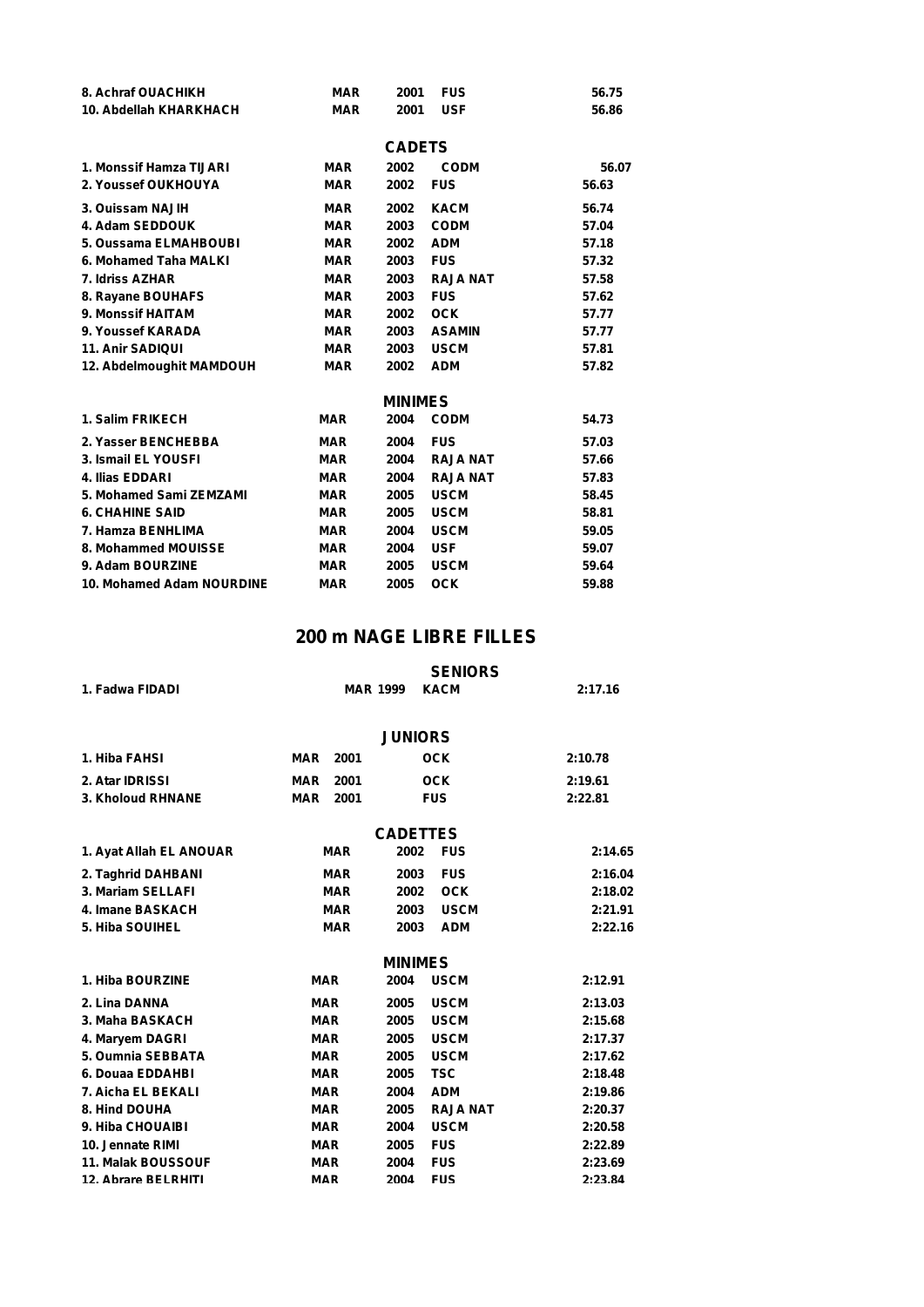| | | | | |
|---|---|---|---|---|
| 8. Achraf OUACHIKH | MAR | 2001 | FUS | 56.75 |
| 10. Abdellah KHARKHACH | MAR | 2001 | USF | 56.86 |

**CADETS**

| | | | | |
|---|---|---|---|---|
| 1. Monssif Hamza TIJARI | MAR | 2002 | CODM | 56.07 |
| 2. Youssef OUKHOUYA | MAR | 2002 | FUS | 56.63 |
| 3. Ouissam NAJIH | MAR | 2002 | KACM | 56.74 |
| 4. Adam SEDDOUK | MAR | 2003 | CODM | 57.04 |
| 5. Oussama ELMAHBOUBI | MAR | 2002 | ADM | 57.18 |
| 6. Mohamed Taha MALKI | MAR | 2003 | FUS | 57.32 |
| 7. Idriss AZHAR | MAR | 2003 | RAJA NAT | 57.58 |
| 8. Rayane BOUHAFS | MAR | 2003 | FUS | 57.62 |
| 9. Monssif HAITAM | MAR | 2002 | OCK | 57.77 |
| 9. Youssef KARADA | MAR | 2003 | ASAMIN | 57.77 |
| 11. Anir SADIQUI | MAR | 2003 | USCM | 57.81 |
| 12. Abdelmoughit MAMDOUH | MAR | 2002 | ADM | 57.82 |

**MINIMES**

| | | | | |
|---|---|---|---|---|
| 1. Salim FRIKECH | MAR | 2004 | CODM | 54.73 |
| 2. Yasser BENCHEBBA | MAR | 2004 | FUS | 57.03 |
| 3. Ismail EL YOUSFI | MAR | 2004 | RAJA NAT | 57.66 |
| 4. Ilias EDDARI | MAR | 2004 | RAJA NAT | 57.83 |
| 5. Mohamed Sami ZEMZAMI | MAR | 2005 | USCM | 58.45 |
| 6. CHAHINE SAID | MAR | 2005 | USCM | 58.81 |
| 7. Hamza BENHLIMA | MAR | 2004 | USCM | 59.05 |
| 8. Mohammed MOUISSE | MAR | 2004 | USF | 59.07 |
| 9. Adam BOURZINE | MAR | 2005 | USCM | 59.64 |
| 10. Mohamed Adam NOURDINE | MAR | 2005 | OCK | 59.88 |

## 200 m NAGE LIBRE FILLES

**SENIORS**

| | | | | |
|---|---|---|---|---|
| 1. Fadwa FIDADI | MAR | 1999 | KACM | 2:17.16 |

**JUNIORS**

| | | | | |
|---|---|---|---|---|
| 1. Hiba FAHSI | MAR | 2001 | OCK | 2:10.78 |
| 2. Atar IDRISSI | MAR | 2001 | OCK | 2:19.61 |
| 3. Kholoud RHNANE | MAR | 2001 | FUS | 2:22.81 |

**CADETTES**

| | | | | |
|---|---|---|---|---|
| 1. Ayat Allah EL ANOUAR | MAR | 2002 | FUS | 2:14.65 |
| 2. Taghrid DAHBANI | MAR | 2003 | FUS | 2:16.04 |
| 3. Mariam SELLAFI | MAR | 2002 | OCK | 2:18.02 |
| 4. Imane BASKACH | MAR | 2003 | USCM | 2:21.91 |
| 5. Hiba SOUIHEL | MAR | 2003 | ADM | 2:22.16 |

**MINIMES**

| | | | | |
|---|---|---|---|---|
| 1. Hiba BOURZINE | MAR | 2004 | USCM | 2:12.91 |
| 2. Lina DANNA | MAR | 2005 | USCM | 2:13.03 |
| 3. Maha BASKACH | MAR | 2005 | USCM | 2:15.68 |
| 4. Maryem DAGRI | MAR | 2005 | USCM | 2:17.37 |
| 5. Oumnia SEBBATA | MAR | 2005 | USCM | 2:17.62 |
| 6. Douaa EDDAHBI | MAR | 2005 | TSC | 2:18.48 |
| 7. Aicha EL BEKALI | MAR | 2004 | ADM | 2:19.86 |
| 8. Hind DOUHA | MAR | 2005 | RAJA NAT | 2:20.37 |
| 9. Hiba CHOUAIBI | MAR | 2004 | USCM | 2:20.58 |
| 10. Jennate RIMI | MAR | 2005 | FUS | 2:22.89 |
| 11. Malak BOUSSOUF | MAR | 2004 | FUS | 2:23.69 |
| 12. Abrare BELRHITI | MAR | 2004 | FUS | 2:23.84 |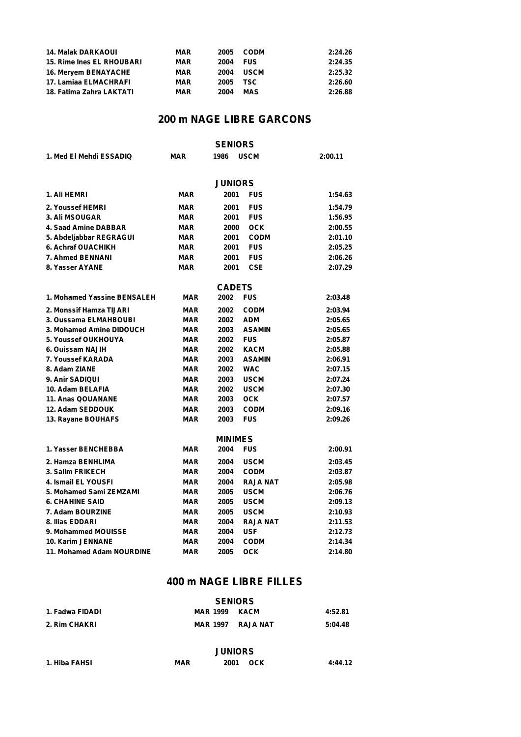| | | | | |
|---|---|---|---|---|
| 14. Malak DARKAOUI | MAR | 2005 | CODM | 2:24.26 |
| 15. Rime Ines EL RHOUBARI | MAR | 2004 | FUS | 2:24.35 |
| 16. Meryem BENAYACHE | MAR | 2004 | USCM | 2:25.32 |
| 17. Lamiaa ELMACHRAFI | MAR | 2005 | TSC | 2:26.60 |
| 18. Fatima Zahra LAKTATI | MAR | 2004 | MAS | 2:26.88 |

## 200 m NAGE LIBRE GARCONS

### SENIORS

| | | | | |
|---|---|---|---|---|
| 1. Med El Mehdi ESSADIQ | MAR | 1986 | USCM | 2:00.11 |

### JUNIORS

| | | | | |
|---|---|---|---|---|
| 1. Ali HEMRI | MAR | 2001 | FUS | 1:54.63 |
| 2. Youssef HEMRI | MAR | 2001 | FUS | 1:54.79 |
| 3. Ali MSOUGAR | MAR | 2001 | FUS | 1:56.95 |
| 4. Saad Amine DABBAR | MAR | 2000 | OCK | 2:00.55 |
| 5. Abdeljabbar REGRAGUI | MAR | 2001 | CODM | 2:01.10 |
| 6. Achraf OUACHIKH | MAR | 2001 | FUS | 2:05.25 |
| 7. Ahmed BENNANI | MAR | 2001 | FUS | 2:06.26 |
| 8. Yasser AYANE | MAR | 2001 | CSE | 2:07.29 |

### CADETS

| | | | | |
|---|---|---|---|---|
| 1. Mohamed Yassine BENSALEH | MAR | 2002 | FUS | 2:03.48 |
| 2. Monssif Hamza TIJARI | MAR | 2002 | CODM | 2:03.94 |
| 3. Oussama ELMAHBOUBI | MAR | 2002 | ADM | 2:05.65 |
| 3. Mohamed Amine DIDOUCH | MAR | 2003 | ASAMIN | 2:05.65 |
| 5. Youssef OUKHOUYA | MAR | 2002 | FUS | 2:05.87 |
| 6. Ouissam NAJIH | MAR | 2002 | KACM | 2:05.88 |
| 7. Youssef KARADA | MAR | 2003 | ASAMIN | 2:06.91 |
| 8. Adam ZIANE | MAR | 2002 | WAC | 2:07.15 |
| 9. Anir SADIQUI | MAR | 2003 | USCM | 2:07.24 |
| 10. Adam BELAFIA | MAR | 2002 | USCM | 2:07.30 |
| 11. Anas QOUANANE | MAR | 2003 | OCK | 2:07.57 |
| 12. Adam SEDDOUK | MAR | 2003 | CODM | 2:09.16 |
| 13. Rayane BOUHAFS | MAR | 2003 | FUS | 2:09.26 |

### MINIMES

| | | | | |
|---|---|---|---|---|
| 1. Yasser BENCHEBBA | MAR | 2004 | FUS | 2:00.91 |
| 2. Hamza BENHLIMA | MAR | 2004 | USCM | 2:03.45 |
| 3. Salim FRIKECH | MAR | 2004 | CODM | 2:03.87 |
| 4. Ismail EL YOUSFI | MAR | 2004 | RAJA NAT | 2:05.98 |
| 5. Mohamed Sami ZEMZAMI | MAR | 2005 | USCM | 2:06.76 |
| 6. CHAHINE SAID | MAR | 2005 | USCM | 2:09.13 |
| 7. Adam BOURZINE | MAR | 2005 | USCM | 2:10.93 |
| 8. Ilias EDDARI | MAR | 2004 | RAJA NAT | 2:11.53 |
| 9. Mohammed MOUISSE | MAR | 2004 | USF | 2:12.73 |
| 10. Karim JENNANE | MAR | 2004 | CODM | 2:14.34 |
| 11. Mohamed Adam NOURDINE | MAR | 2005 | OCK | 2:14.80 |

## 400 m NAGE LIBRE FILLES

### SENIORS

| | | | | |
|---|---|---|---|---|
| 1. Fadwa FIDADI | MAR | 1999 | KACM | 4:52.81 |
| 2. Rim CHAKRI | MAR | 1997 | RAJA NAT | 5:04.48 |

### JUNIORS

| | | | | |
|---|---|---|---|---|
| 1. Hiba FAHSI | MAR | 2001 | OCK | 4:44.12 |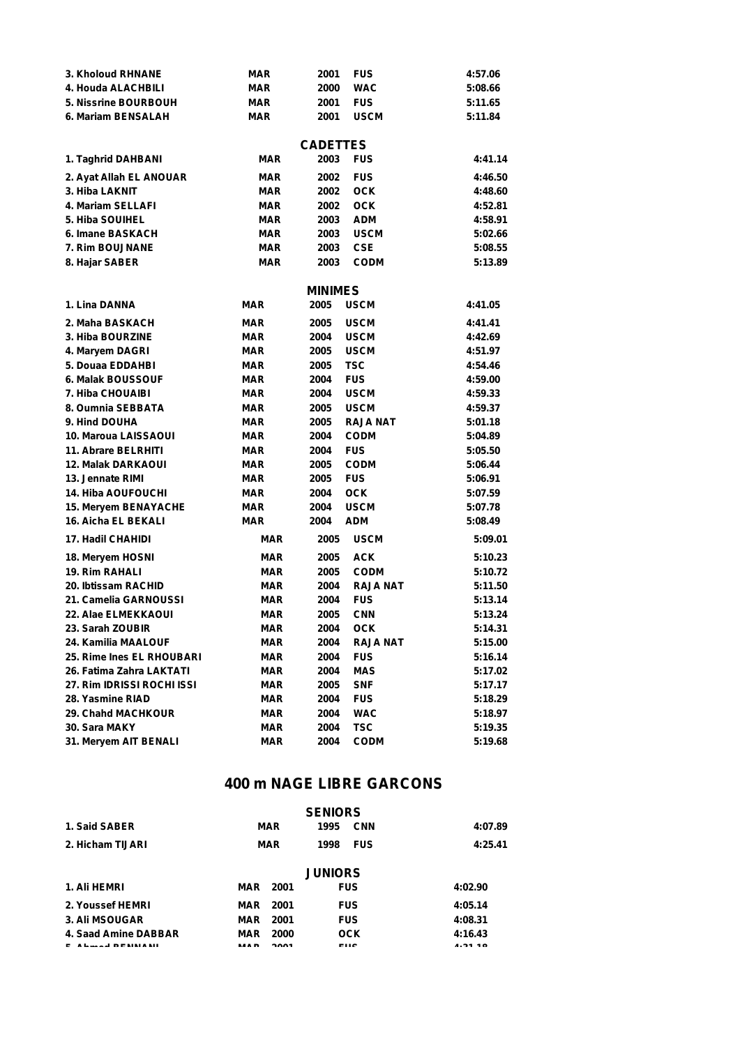| | | | | |
|---|---|---|---|---|
| 3. Kholoud RHNANE | MAR | 2001 | FUS | 4:57.06 |
| 4. Houda ALACHBILI | MAR | 2000 | WAC | 5:08.66 |
| 5. Nissrine BOURBOUH | MAR | 2001 | FUS | 5:11.65 |
| 6. Mariam BENSALAH | MAR | 2001 | USCM | 5:11.84 |

### CADETTES

| | | | | |
|---|---|---|---|---|
| 1. Taghrid DAHBANI | MAR | 2003 | FUS | 4:41.14 |
| 2. Ayat Allah EL ANOUAR | MAR | 2002 | FUS | 4:46.50 |
| 3. Hiba LAKNIT | MAR | 2002 | OCK | 4:48.60 |
| 4. Mariam SELLAFI | MAR | 2002 | OCK | 4:52.81 |
| 5. Hiba SOUIHEL | MAR | 2003 | ADM | 4:58.91 |
| 6. Imane BASKACH | MAR | 2003 | USCM | 5:02.66 |
| 7. Rim BOUJNANE | MAR | 2003 | CSE | 5:08.55 |
| 8. Hajar SABER | MAR | 2003 | CODM | 5:13.89 |

### MINIMES

| | | | | |
|---|---|---|---|---|
| 1. Lina DANNA | MAR | 2005 | USCM | 4:41.05 |
| 2. Maha BASKACH | MAR | 2005 | USCM | 4:41.41 |
| 3. Hiba BOURZINE | MAR | 2004 | USCM | 4:42.69 |
| 4. Maryem DAGRI | MAR | 2005 | USCM | 4:51.97 |
| 5. Douaa EDDAHBI | MAR | 2005 | TSC | 4:54.46 |
| 6. Malak BOUSSOUF | MAR | 2004 | FUS | 4:59.00 |
| 7. Hiba CHOUAIBI | MAR | 2004 | USCM | 4:59.33 |
| 8. Oumnia SEBBATA | MAR | 2005 | USCM | 4:59.37 |
| 9. Hind DOUHA | MAR | 2005 | RAJA NAT | 5:01.18 |
| 10. Maroua LAISSAOUI | MAR | 2004 | CODM | 5:04.89 |
| 11. Abrare BELRHITI | MAR | 2004 | FUS | 5:05.50 |
| 12. Malak DARKAOUI | MAR | 2005 | CODM | 5:06.44 |
| 13. Jennate RIMI | MAR | 2005 | FUS | 5:06.91 |
| 14. Hiba AOUFOUCHI | MAR | 2004 | OCK | 5:07.59 |
| 15. Meryem BENAYACHE | MAR | 2004 | USCM | 5:07.78 |
| 16. Aicha EL BEKALI | MAR | 2004 | ADM | 5:08.49 |
| 17. Hadil CHAHIDI | MAR | 2005 | USCM | 5:09.01 |
| 18. Meryem HOSNI | MAR | 2005 | ACK | 5:10.23 |
| 19. Rim RAHALI | MAR | 2005 | CODM | 5:10.72 |
| 20. Ibtissam RACHID | MAR | 2004 | RAJA NAT | 5:11.50 |
| 21. Camelia GARNOUSSI | MAR | 2004 | FUS | 5:13.14 |
| 22. Alae ELMEKKAOUI | MAR | 2005 | CNN | 5:13.24 |
| 23. Sarah ZOUBIR | MAR | 2004 | OCK | 5:14.31 |
| 24. Kamilia MAALOUF | MAR | 2004 | RAJA NAT | 5:15.00 |
| 25. Rime Ines EL RHOUBARI | MAR | 2004 | FUS | 5:16.14 |
| 26. Fatima Zahra LAKTATI | MAR | 2004 | MAS | 5:17.02 |
| 27. Rim IDRISSI ROCHI ISSI | MAR | 2005 | SNF | 5:17.17 |
| 28. Yasmine RIAD | MAR | 2004 | FUS | 5:18.29 |
| 29. Chahd MACHKOUR | MAR | 2004 | WAC | 5:18.97 |
| 30. Sara MAKY | MAR | 2004 | TSC | 5:19.35 |
| 31. Meryem AIT BENALI | MAR | 2004 | CODM | 5:19.68 |

## 400 m NAGE LIBRE GARCONS

### SENIORS

| | | | | |
|---|---|---|---|---|
| 1. Said SABER | MAR | 1995 | CNN | 4:07.89 |
| 2. Hicham TIJARI | MAR | 1998 | FUS | 4:25.41 |

### JUNIORS

| | | | | |
|---|---|---|---|---|
| 1. Ali HEMRI | MAR | 2001 | FUS | 4:02.90 |
| 2. Youssef HEMRI | MAR | 2001 | FUS | 4:05.14 |
| 3. Ali MSOUGAR | MAR | 2001 | FUS | 4:08.31 |
| 4. Saad Amine DABBAR | MAR | 2000 | OCK | 4:16.43 |
| 5. Ahmed BENNANI | MAR | 2001 | FUS | 4:21.18 |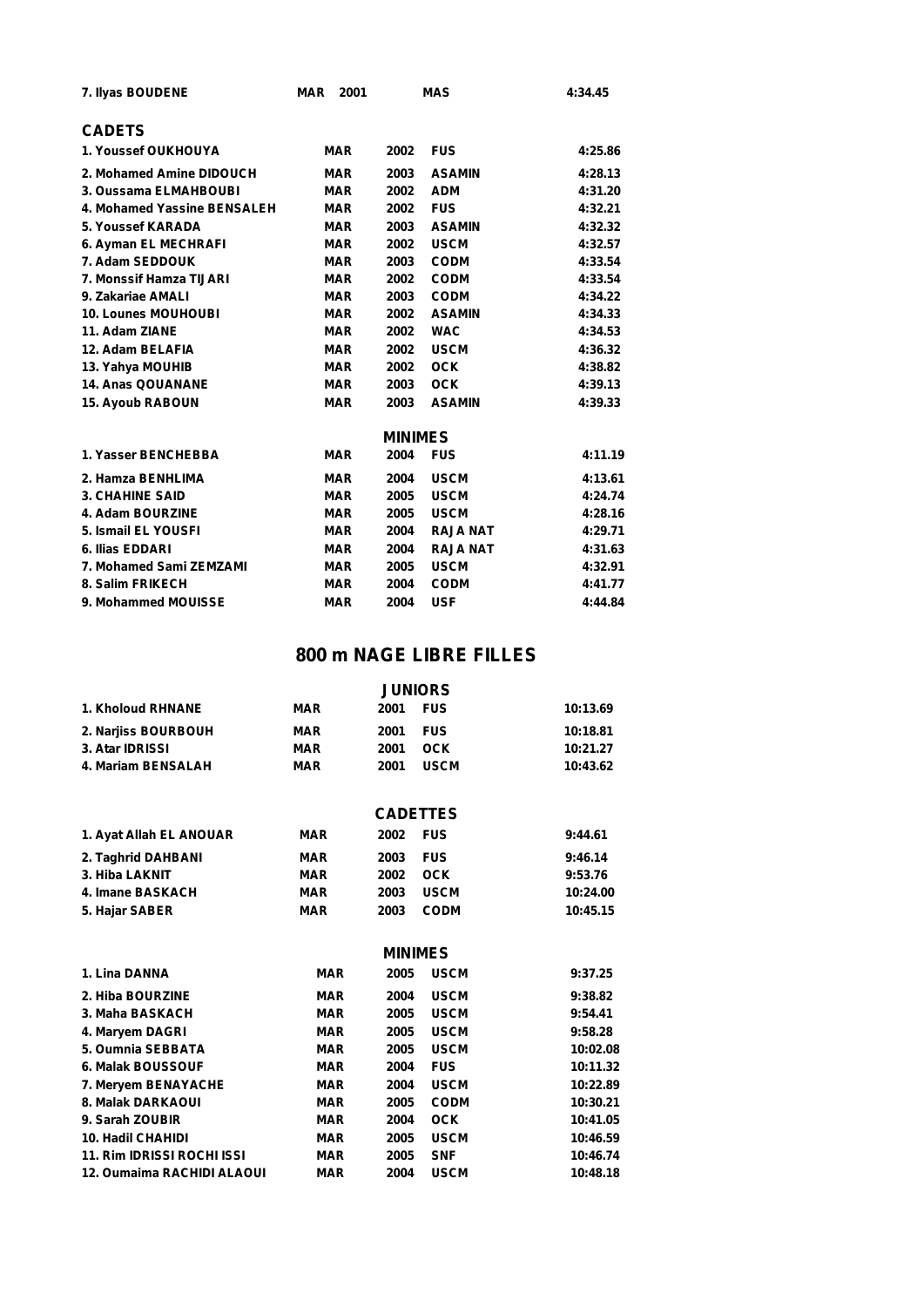| | | | | |
|---|---|---|---|---|
| 7. Ilyas BOUDENE | MAR | 2001 | MAS | 4:34.45 |

**CADETS**

| | | | | |
|---|---|---|---|---|
| 1. Youssef OUKHOUYA | MAR | 2002 | FUS | 4:25.86 |
| 2. Mohamed Amine DIDOUCH | MAR | 2003 | ASAMIN | 4:28.13 |
| 3. Oussama ELMAHBOUBI | MAR | 2002 | ADM | 4:31.20 |
| 4. Mohamed Yassine BENSALEH | MAR | 2002 | FUS | 4:32.21 |
| 5. Youssef KARADA | MAR | 2003 | ASAMIN | 4:32.32 |
| 6. Ayman EL MECHRAFI | MAR | 2002 | USCM | 4:32.57 |
| 7. Adam SEDDOUK | MAR | 2003 | CODM | 4:33.54 |
| 7. Monssif Hamza TIJARI | MAR | 2002 | CODM | 4:33.54 |
| 9. Zakariae AMALI | MAR | 2003 | CODM | 4:34.22 |
| 10. Lounes MOUHOUBI | MAR | 2002 | ASAMIN | 4:34.33 |
| 11. Adam ZIANE | MAR | 2002 | WAC | 4:34.53 |
| 12. Adam BELAFIA | MAR | 2002 | USCM | 4:36.32 |
| 13. Yahya MOUHIB | MAR | 2002 | OCK | 4:38.82 |
| 14. Anas QOUANANE | MAR | 2003 | OCK | 4:39.13 |
| 15. Ayoub RABOUN | MAR | 2003 | ASAMIN | 4:39.33 |

**MINIMES**

| | | | | |
|---|---|---|---|---|
| 1. Yasser BENCHEBBA | MAR | 2004 | FUS | 4:11.19 |
| 2. Hamza BENHLIMA | MAR | 2004 | USCM | 4:13.61 |
| 3. CHAHINE SAID | MAR | 2005 | USCM | 4:24.74 |
| 4. Adam BOURZINE | MAR | 2005 | USCM | 4:28.16 |
| 5. Ismail EL YOUSFI | MAR | 2004 | RAJA NAT | 4:29.71 |
| 6. Ilias EDDARI | MAR | 2004 | RAJA NAT | 4:31.63 |
| 7. Mohamed Sami ZEMZAMI | MAR | 2005 | USCM | 4:32.91 |
| 8. Salim FRIKECH | MAR | 2004 | CODM | 4:41.77 |
| 9. Mohammed MOUISSE | MAR | 2004 | USF | 4:44.84 |

## 800 m NAGE LIBRE FILLES

**JUNIORS**

| | | | | |
|---|---|---|---|---|
| 1. Kholoud RHNANE | MAR | 2001 | FUS | 10:13.69 |
| 2. Narjiss BOURBOUH | MAR | 2001 | FUS | 10:18.81 |
| 3. Atar IDRISSI | MAR | 2001 | OCK | 10:21.27 |
| 4. Mariam BENSALAH | MAR | 2001 | USCM | 10:43.62 |

**CADETTES**

| | | | | |
|---|---|---|---|---|
| 1. Ayat Allah EL ANOUAR | MAR | 2002 | FUS | 9:44.61 |
| 2. Taghrid DAHBANI | MAR | 2003 | FUS | 9:46.14 |
| 3. Hiba LAKNIT | MAR | 2002 | OCK | 9:53.76 |
| 4. Imane BASKACH | MAR | 2003 | USCM | 10:24.00 |
| 5. Hajar SABER | MAR | 2003 | CODM | 10:45.15 |

**MINIMES**

| | | | | |
|---|---|---|---|---|
| 1. Lina DANNA | MAR | 2005 | USCM | 9:37.25 |
| 2. Hiba BOURZINE | MAR | 2004 | USCM | 9:38.82 |
| 3. Maha BASKACH | MAR | 2005 | USCM | 9:54.41 |
| 4. Maryem DAGRI | MAR | 2005 | USCM | 9:58.28 |
| 5. Oumnia SEBBATA | MAR | 2005 | USCM | 10:02.08 |
| 6. Malak BOUSSOUF | MAR | 2004 | FUS | 10:11.32 |
| 7. Meryem BENAYACHE | MAR | 2004 | USCM | 10:22.89 |
| 8. Malak DARKAOUI | MAR | 2005 | CODM | 10:30.21 |
| 9. Sarah ZOUBIR | MAR | 2004 | OCK | 10:41.05 |
| 10. Hadil CHAHIDI | MAR | 2005 | USCM | 10:46.59 |
| 11. Rim IDRISSI ROCHI ISSI | MAR | 2005 | SNF | 10:46.74 |
| 12. Oumaima RACHIDI ALAOUI | MAR | 2004 | USCM | 10:48.18 |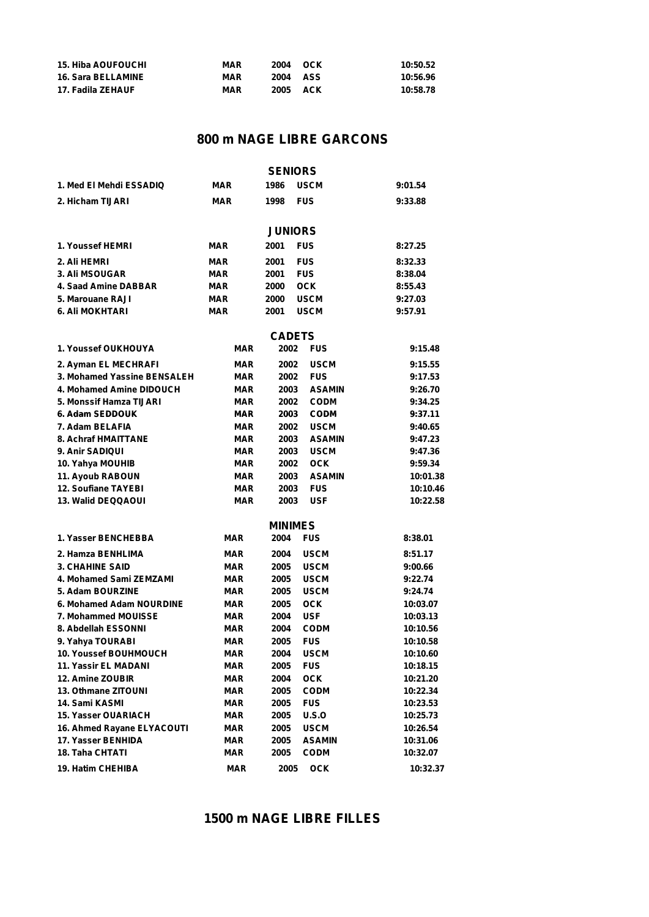| | | | | |
|---|---|---|---|---|
| 15. Hiba AOUFOUCHI | MAR | 2004 | OCK | 10:50.52 |
| 16. Sara BELLAMINE | MAR | 2004 | ASS | 10:56.96 |
| 17. Fadila ZEHAUF | MAR | 2005 | ACK | 10:58.78 |

## 800 m NAGE LIBRE GARCONS

### SENIORS

| | | | | |
|---|---|---|---|---|
| 1. Med El Mehdi ESSADIQ | MAR | 1986 | USCM | 9:01.54 |
| 2. Hicham TIJARI | MAR | 1998 | FUS | 9:33.88 |

### JUNIORS

| | | | | |
|---|---|---|---|---|
| 1. Youssef HEMRI | MAR | 2001 | FUS | 8:27.25 |
| 2. Ali HEMRI | MAR | 2001 | FUS | 8:32.33 |
| 3. Ali MSOUGAR | MAR | 2001 | FUS | 8:38.04 |
| 4. Saad Amine DABBAR | MAR | 2000 | OCK | 8:55.43 |
| 5. Marouane RAJI | MAR | 2000 | USCM | 9:27.03 |
| 6. Ali MOKHTARI | MAR | 2001 | USCM | 9:57.91 |

### CADETS

| | | | | |
|---|---|---|---|---|
| 1. Youssef OUKHOUYA | MAR | 2002 | FUS | 9:15.48 |
| 2. Ayman EL MECHRAFI | MAR | 2002 | USCM | 9:15.55 |
| 3. Mohamed Yassine BENSALEH | MAR | 2002 | FUS | 9:17.53 |
| 4. Mohamed Amine DIDOUCH | MAR | 2003 | ASAMIN | 9:26.70 |
| 5. Monssif Hamza TIJARI | MAR | 2002 | CODM | 9:34.25 |
| 6. Adam SEDDOUK | MAR | 2003 | CODM | 9:37.11 |
| 7. Adam BELAFIA | MAR | 2002 | USCM | 9:40.65 |
| 8. Achraf HMAITTANE | MAR | 2003 | ASAMIN | 9:47.23 |
| 9. Anir SADIQUI | MAR | 2003 | USCM | 9:47.36 |
| 10. Yahya MOUHIB | MAR | 2002 | OCK | 9:59.34 |
| 11. Ayoub RABOUN | MAR | 2003 | ASAMIN | 10:01.38 |
| 12. Soufiane TAYEBI | MAR | 2003 | FUS | 10:10.46 |
| 13. Walid DEQQAOUI | MAR | 2003 | USF | 10:22.58 |

### MINIMES

| | | | | |
|---|---|---|---|---|
| 1. Yasser BENCHEBBA | MAR | 2004 | FUS | 8:38.01 |
| 2. Hamza BENHLIMA | MAR | 2004 | USCM | 8:51.17 |
| 3. CHAHINE SAID | MAR | 2005 | USCM | 9:00.66 |
| 4. Mohamed Sami ZEMZAMI | MAR | 2005 | USCM | 9:22.74 |
| 5. Adam BOURZINE | MAR | 2005 | USCM | 9:24.74 |
| 6. Mohamed Adam NOURDINE | MAR | 2005 | OCK | 10:03.07 |
| 7. Mohammed MOUISSE | MAR | 2004 | USF | 10:03.13 |
| 8. Abdellah ESSONNI | MAR | 2004 | CODM | 10:10.56 |
| 9. Yahya TOURABI | MAR | 2005 | FUS | 10:10.58 |
| 10. Youssef BOUHMOUCH | MAR | 2004 | USCM | 10:10.60 |
| 11. Yassir EL MADANI | MAR | 2005 | FUS | 10:18.15 |
| 12. Amine ZOUBIR | MAR | 2004 | OCK | 10:21.20 |
| 13. Othmane ZITOUNI | MAR | 2005 | CODM | 10:22.34 |
| 14. Sami KASMI | MAR | 2005 | FUS | 10:23.53 |
| 15. Yasser OUARIACH | MAR | 2005 | U.S.O | 10:25.73 |
| 16. Ahmed Rayane ELYACOUTI | MAR | 2005 | USCM | 10:26.54 |
| 17. Yasser BENHIDA | MAR | 2005 | ASAMIN | 10:31.06 |
| 18. Taha CHTATI | MAR | 2005 | CODM | 10:32.07 |
| 19. Hatim CHEHIBA | MAR | 2005 | OCK | 10:32.37 |

## 1500 m NAGE LIBRE FILLES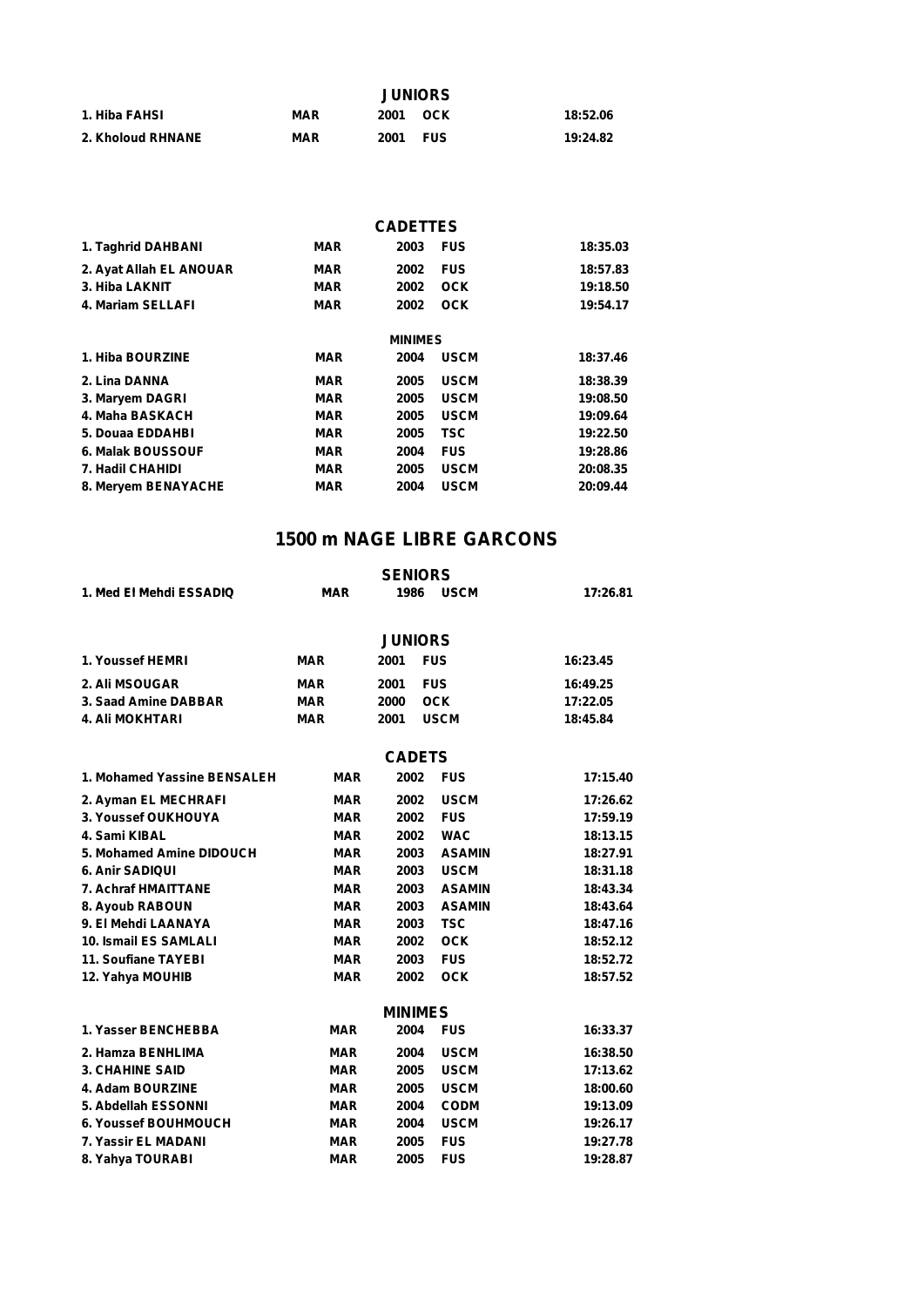**JUNIORS**

| | | | | |
|---|---|---|---|---|
| 1. Hiba FAHSI | MAR | 2001 | OCK | 18:52.06 |
| 2. Kholoud RHNANE | MAR | 2001 | FUS | 19:24.82 |

**CADETTES**

| | | | | |
|---|---|---|---|---|
| 1. Taghrid DAHBANI | MAR | 2003 | FUS | 18:35.03 |
| 2. Ayat Allah EL ANOUAR | MAR | 2002 | FUS | 18:57.83 |
| 3. Hiba LAKNIT | MAR | 2002 | OCK | 19:18.50 |
| 4. Mariam SELLAFI | MAR | 2002 | OCK | 19:54.17 |

**MINIMES**

| | | | | |
|---|---|---|---|---|
| 1. Hiba BOURZINE | MAR | 2004 | USCM | 18:37.46 |
| 2. Lina DANNA | MAR | 2005 | USCM | 18:38.39 |
| 3. Maryem DAGRI | MAR | 2005 | USCM | 19:08.50 |
| 4. Maha BASKACH | MAR | 2005 | USCM | 19:09.64 |
| 5. Douaa EDDAHBI | MAR | 2005 | TSC | 19:22.50 |
| 6. Malak BOUSSOUF | MAR | 2004 | FUS | 19:28.86 |
| 7. Hadil CHAHIDI | MAR | 2005 | USCM | 20:08.35 |
| 8. Meryem BENAYACHE | MAR | 2004 | USCM | 20:09.44 |

## 1500 m NAGE LIBRE GARCONS

**SENIORS**

| | | | | |
|---|---|---|---|---|
| 1. Med El Mehdi ESSADIQ | MAR | 1986 | USCM | 17:26.81 |

**JUNIORS**

| | | | | |
|---|---|---|---|---|
| 1. Youssef HEMRI | MAR | 2001 | FUS | 16:23.45 |
| 2. Ali MSOUGAR | MAR | 2001 | FUS | 16:49.25 |
| 3. Saad Amine DABBAR | MAR | 2000 | OCK | 17:22.05 |
| 4. Ali MOKHTARI | MAR | 2001 | USCM | 18:45.84 |

**CADETS**

| | | | | |
|---|---|---|---|---|
| 1. Mohamed Yassine BENSALEH | MAR | 2002 | FUS | 17:15.40 |
| 2. Ayman EL MECHRAFI | MAR | 2002 | USCM | 17:26.62 |
| 3. Youssef OUKHOUYA | MAR | 2002 | FUS | 17:59.19 |
| 4. Sami KIBAL | MAR | 2002 | WAC | 18:13.15 |
| 5. Mohamed Amine DIDOUCH | MAR | 2003 | ASAMIN | 18:27.91 |
| 6. Anir SADIQUI | MAR | 2003 | USCM | 18:31.18 |
| 7. Achraf HMAITTANE | MAR | 2003 | ASAMIN | 18:43.34 |
| 8. Ayoub RABOUN | MAR | 2003 | ASAMIN | 18:43.64 |
| 9. El Mehdi LAANAYA | MAR | 2003 | TSC | 18:47.16 |
| 10. Ismail ES SAMLALI | MAR | 2002 | OCK | 18:52.12 |
| 11. Soufiane TAYEBI | MAR | 2003 | FUS | 18:52.72 |
| 12. Yahya MOUHIB | MAR | 2002 | OCK | 18:57.52 |

**MINIMES**

| | | | | |
|---|---|---|---|---|
| 1. Yasser BENCHEBBA | MAR | 2004 | FUS | 16:33.37 |
| 2. Hamza BENHLIMA | MAR | 2004 | USCM | 16:38.50 |
| 3. CHAHINE SAID | MAR | 2005 | USCM | 17:13.62 |
| 4. Adam BOURZINE | MAR | 2005 | USCM | 18:00.60 |
| 5. Abdellah ESSONNI | MAR | 2004 | CODM | 19:13.09 |
| 6. Youssef BOUHMOUCH | MAR | 2004 | USCM | 19:26.17 |
| 7. Yassir EL MADANI | MAR | 2005 | FUS | 19:27.78 |
| 8. Yahya TOURABI | MAR | 2005 | FUS | 19:28.87 |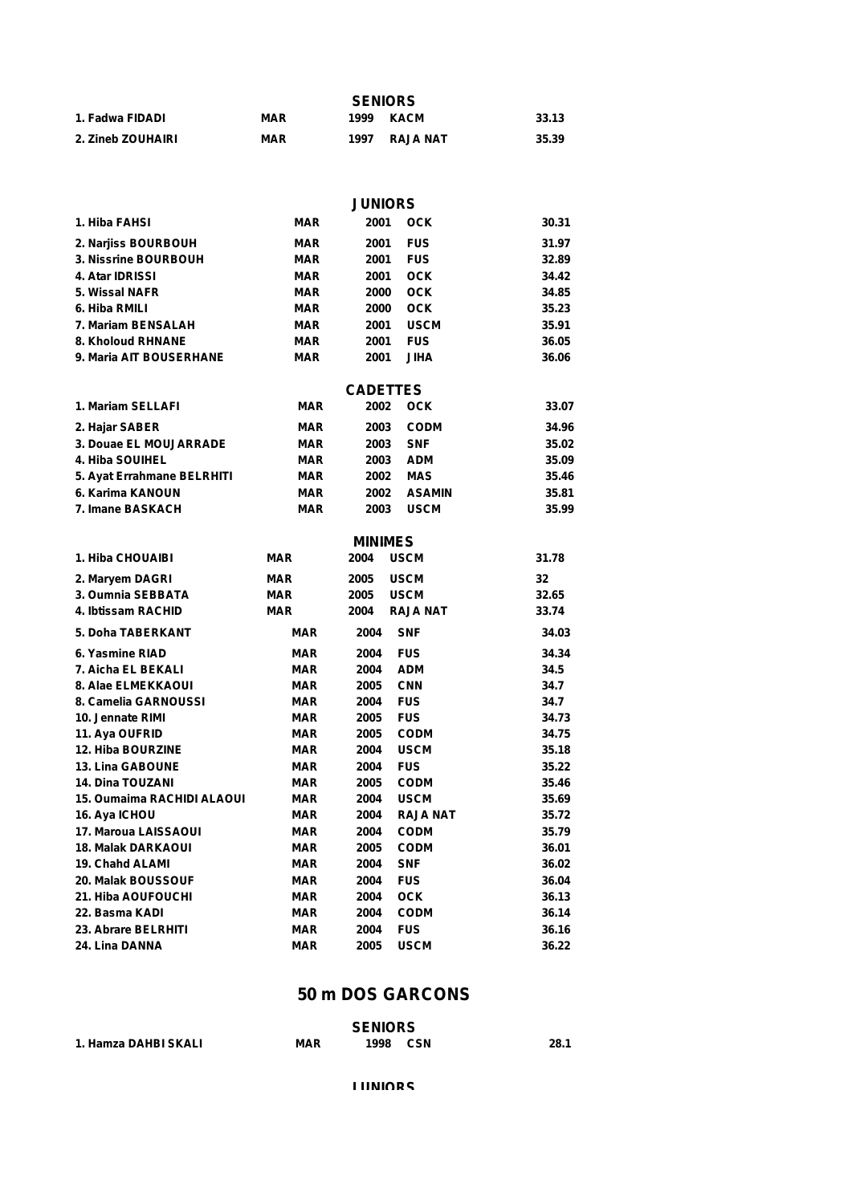### SENIORS

| | | | | |
|---|---|---|---|---|
| 1. Fadwa FIDADI | MAR | 1999 | KACM | 33.13 |
| 2. Zineb ZOUHAIRI | MAR | 1997 | RAJA NAT | 35.39 |

### JUNIORS

| | | | | |
|---|---|---|---|---|
| 1. Hiba FAHSI | MAR | 2001 | OCK | 30.31 |
| 2. Narjiss BOURBOUH | MAR | 2001 | FUS | 31.97 |
| 3. Nissrine BOURBOUH | MAR | 2001 | FUS | 32.89 |
| 4. Atar IDRISSI | MAR | 2001 | OCK | 34.42 |
| 5. Wissal NAFR | MAR | 2000 | OCK | 34.85 |
| 6. Hiba RMILI | MAR | 2000 | OCK | 35.23 |
| 7. Mariam BENSALAH | MAR | 2001 | USCM | 35.91 |
| 8. Kholoud RHNANE | MAR | 2001 | FUS | 36.05 |
| 9. Maria AIT BOUSERHANE | MAR | 2001 | JIHA | 36.06 |

### CADETTES

| | | | | |
|---|---|---|---|---|
| 1. Mariam SELLAFI | MAR | 2002 | OCK | 33.07 |
| 2. Hajar SABER | MAR | 2003 | CODM | 34.96 |
| 3. Douae EL MOUJARRADE | MAR | 2003 | SNF | 35.02 |
| 4. Hiba SOUIHEL | MAR | 2003 | ADM | 35.09 |
| 5. Ayat Errahmane BELRHITI | MAR | 2002 | MAS | 35.46 |
| 6. Karima KANOUN | MAR | 2002 | ASAMIN | 35.81 |
| 7. Imane BASKACH | MAR | 2003 | USCM | 35.99 |

### MINIMES

| | | | | |
|---|---|---|---|---|
| 1. Hiba CHOUAIBI | MAR | 2004 | USCM | 31.78 |
| 2. Maryem DAGRI | MAR | 2005 | USCM | 32 |
| 3. Oumnia SEBBATA | MAR | 2005 | USCM | 32.65 |
| 4. Ibtissam RACHID | MAR | 2004 | RAJA NAT | 33.74 |
| 5. Doha TABERKANT | MAR | 2004 | SNF | 34.03 |
| 6. Yasmine RIAD | MAR | 2004 | FUS | 34.34 |
| 7. Aicha EL BEKALI | MAR | 2004 | ADM | 34.5 |
| 8. Alae ELMEKKAOUI | MAR | 2005 | CNN | 34.7 |
| 8. Camelia GARNOUSSI | MAR | 2004 | FUS | 34.7 |
| 10. Jennate RIMI | MAR | 2005 | FUS | 34.73 |
| 11. Aya OUFRID | MAR | 2005 | CODM | 34.75 |
| 12. Hiba BOURZINE | MAR | 2004 | USCM | 35.18 |
| 13. Lina GABOUNE | MAR | 2004 | FUS | 35.22 |
| 14. Dina TOUZANI | MAR | 2005 | CODM | 35.46 |
| 15. Oumaima RACHIDI ALAOUI | MAR | 2004 | USCM | 35.69 |
| 16. Aya ICHOU | MAR | 2004 | RAJA NAT | 35.72 |
| 17. Maroua LAISSAOUI | MAR | 2004 | CODM | 35.79 |
| 18. Malak DARKAOUI | MAR | 2005 | CODM | 36.01 |
| 19. Chahd ALAMI | MAR | 2004 | SNF | 36.02 |
| 20. Malak BOUSSOUF | MAR | 2004 | FUS | 36.04 |
| 21. Hiba AOUFOUCHI | MAR | 2004 | OCK | 36.13 |
| 22. Basma KADI | MAR | 2004 | CODM | 36.14 |
| 23. Abrare BELRHITI | MAR | 2004 | FUS | 36.16 |
| 24. Lina DANNA | MAR | 2005 | USCM | 36.22 |

## 50 m DOS GARCONS

### SENIORS

| | | | | |
|---|---|---|---|---|
| 1. Hamza DAHBI SKALI | MAR | 1998 | CSN | 28.1 |

### JUNIORS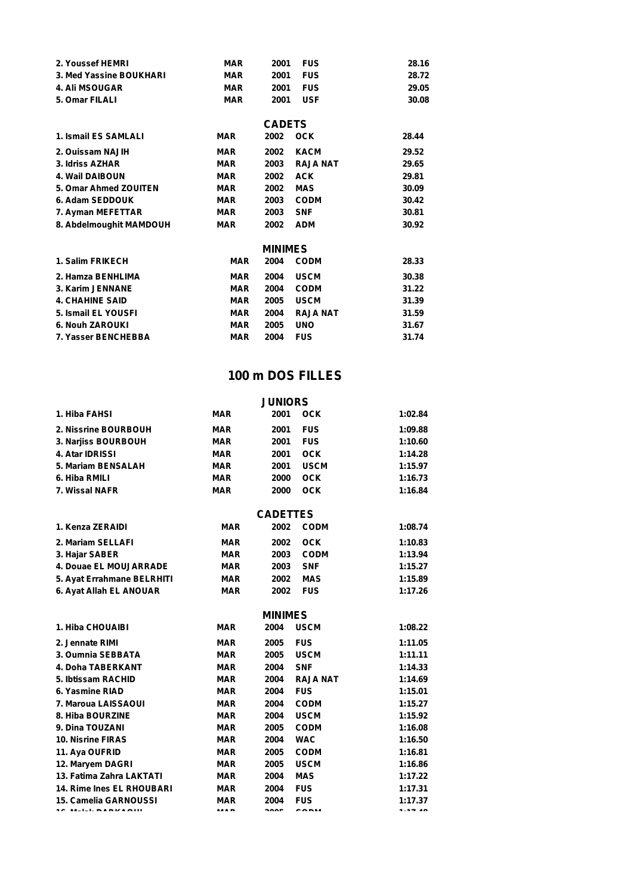| | | | | |
|---|---|---|---|---|
| 2. Youssef HEMRI | MAR | 2001 | FUS | 28.16 |
| 3. Med Yassine BOUKHARI | MAR | 2001 | FUS | 28.72 |
| 4. Ali MSOUGAR | MAR | 2001 | FUS | 29.05 |
| 5. Omar FILALI | MAR | 2001 | USF | 30.08 |

**CADETS**

| | | | | |
|---|---|---|---|---|
| 1. Ismail ES SAMLALI | MAR | 2002 | OCK | 28.44 |
| 2. Ouissam NAJIH | MAR | 2002 | KACM | 29.52 |
| 3. Idriss AZHAR | MAR | 2003 | RAJA NAT | 29.65 |
| 4. Wail DAIBOUN | MAR | 2002 | ACK | 29.81 |
| 5. Omar Ahmed ZOUITEN | MAR | 2002 | MAS | 30.09 |
| 6. Adam SEDDOUK | MAR | 2003 | CODM | 30.42 |
| 7. Ayman MEFETTAR | MAR | 2003 | SNF | 30.81 |
| 8. Abdelmoughit MAMDOUH | MAR | 2002 | ADM | 30.92 |

**MINIMES**

| | | | | |
|---|---|---|---|---|
| 1. Salim FRIKECH | MAR | 2004 | CODM | 28.33 |
| 2. Hamza BENHLIMA | MAR | 2004 | USCM | 30.38 |
| 3. Karim JENNANE | MAR | 2004 | CODM | 31.22 |
| 4. CHAHINE SAID | MAR | 2005 | USCM | 31.39 |
| 5. Ismail EL YOUSFI | MAR | 2004 | RAJA NAT | 31.59 |
| 6. Nouh ZAROUKI | MAR | 2005 | UNO | 31.67 |
| 7. Yasser BENCHEBBA | MAR | 2004 | FUS | 31.74 |

## 100 m DOS FILLES

**JUNIORS**

| | | | | |
|---|---|---|---|---|
| 1. Hiba FAHSI | MAR | 2001 | OCK | 1:02.84 |
| 2. Nissrine BOURBOUH | MAR | 2001 | FUS | 1:09.88 |
| 3. Narjiss BOURBOUH | MAR | 2001 | FUS | 1:10.60 |
| 4. Atar IDRISSI | MAR | 2001 | OCK | 1:14.28 |
| 5. Mariam BENSALAH | MAR | 2001 | USCM | 1:15.97 |
| 6. Hiba RMILI | MAR | 2000 | OCK | 1:16.73 |
| 7. Wissal NAFR | MAR | 2000 | OCK | 1:16.84 |

**CADETTES**

| | | | | |
|---|---|---|---|---|
| 1. Kenza ZERAIDI | MAR | 2002 | CODM | 1:08.74 |
| 2. Mariam SELLAFI | MAR | 2002 | OCK | 1:10.83 |
| 3. Hajar SABER | MAR | 2003 | CODM | 1:13.94 |
| 4. Douae EL MOUJARRADE | MAR | 2003 | SNF | 1:15.27 |
| 5. Ayat Errahmane BELRHITI | MAR | 2002 | MAS | 1:15.89 |
| 6. Ayat Allah EL ANOUAR | MAR | 2002 | FUS | 1:17.26 |

**MINIMES**

| | | | | |
|---|---|---|---|---|
| 1. Hiba CHOUAIBI | MAR | 2004 | USCM | 1:08.22 |
| 2. Jennate RIMI | MAR | 2005 | FUS | 1:11.05 |
| 3. Oumnia SEBBATA | MAR | 2005 | USCM | 1:11.11 |
| 4. Doha TABERKANT | MAR | 2004 | SNF | 1:14.33 |
| 5. Ibtissam RACHID | MAR | 2004 | RAJA NAT | 1:14.69 |
| 6. Yasmine RIAD | MAR | 2004 | FUS | 1:15.01 |
| 7. Maroua LAISSAOUI | MAR | 2004 | CODM | 1:15.27 |
| 8. Hiba BOURZINE | MAR | 2004 | USCM | 1:15.92 |
| 9. Dina TOUZANI | MAR | 2005 | CODM | 1:16.08 |
| 10. Nisrine FIRAS | MAR | 2004 | WAC | 1:16.50 |
| 11. Aya OUFRID | MAR | 2005 | CODM | 1:16.81 |
| 12. Maryem DAGRI | MAR | 2005 | USCM | 1:16.86 |
| 13. Fatima Zahra LAKTATI | MAR | 2004 | MAS | 1:17.22 |
| 14. Rime Ines EL RHOUBARI | MAR | 2004 | FUS | 1:17.31 |
| 15. Camelia GARNOUSSI | MAR | 2004 | FUS | 1:17.37 |
| 16. Malak DARKAOUI | MAR | 2005 | CODM | 1:17.40 |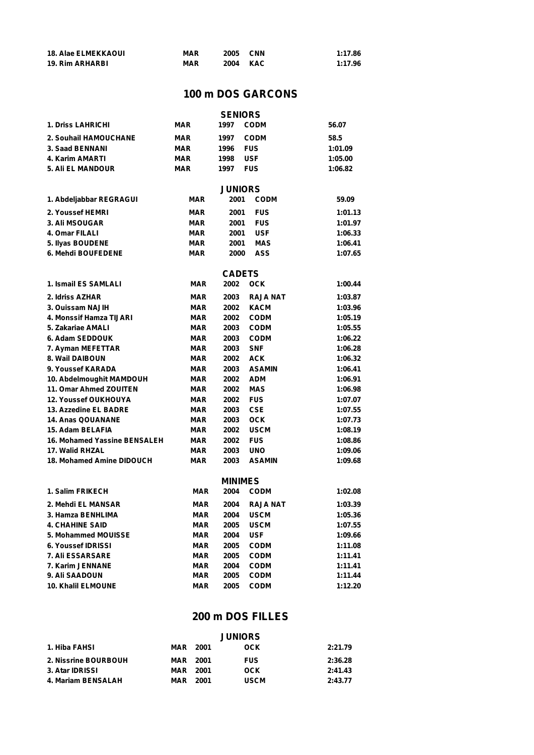| | | | | |
|---|---|---|---|---|
| 18. Alae ELMEKKAOUI | MAR | 2005 | CNN | 1:17.86 |
| 19. Rim ARHARBI | MAR | 2004 | KAC | 1:17.96 |

## 100 m DOS GARCONS

### SENIORS

| | | | | |
|---|---|---|---|---|
| 1. Driss LAHRICHI | MAR | 1997 | CODM | 56.07 |
| 2. Souhail HAMOUCHANE | MAR | 1997 | CODM | 58.5 |
| 3. Saad BENNANI | MAR | 1996 | FUS | 1:01.09 |
| 4. Karim AMARTI | MAR | 1998 | USF | 1:05.00 |
| 5. Ali EL MANDOUR | MAR | 1997 | FUS | 1:06.82 |

### JUNIORS

| | | | | |
|---|---|---|---|---|
| 1. Abdeljabbar REGRAGUI | MAR | 2001 | CODM | 59.09 |
| 2. Youssef HEMRI | MAR | 2001 | FUS | 1:01.13 |
| 3. Ali MSOUGAR | MAR | 2001 | FUS | 1:01.97 |
| 4. Omar FILALI | MAR | 2001 | USF | 1:06.33 |
| 5. Ilyas BOUDENE | MAR | 2001 | MAS | 1:06.41 |
| 6. Mehdi BOUFEDENE | MAR | 2000 | ASS | 1:07.65 |

### CADETS

| | | | | |
|---|---|---|---|---|
| 1. Ismail ES SAMLALI | MAR | 2002 | OCK | 1:00.44 |
| 2. Idriss AZHAR | MAR | 2003 | RAJA NAT | 1:03.87 |
| 3. Ouissam NAJIH | MAR | 2002 | KACM | 1:03.96 |
| 4. Monssif Hamza TIJARI | MAR | 2002 | CODM | 1:05.19 |
| 5. Zakariae AMALI | MAR | 2003 | CODM | 1:05.55 |
| 6. Adam SEDDOUK | MAR | 2003 | CODM | 1:06.22 |
| 7. Ayman MEFETTAR | MAR | 2003 | SNF | 1:06.28 |
| 8. Wail DAIBOUN | MAR | 2002 | ACK | 1:06.32 |
| 9. Youssef KARADA | MAR | 2003 | ASAMIN | 1:06.41 |
| 10. Abdelmoughit MAMDOUH | MAR | 2002 | ADM | 1:06.91 |
| 11. Omar Ahmed ZOUITEN | MAR | 2002 | MAS | 1:06.98 |
| 12. Youssef OUKHOUYA | MAR | 2002 | FUS | 1:07.07 |
| 13. Azzedine EL BADRE | MAR | 2003 | CSE | 1:07.55 |
| 14. Anas QOUANANE | MAR | 2003 | OCK | 1:07.73 |
| 15. Adam BELAFIA | MAR | 2002 | USCM | 1:08.19 |
| 16. Mohamed Yassine BENSALEH | MAR | 2002 | FUS | 1:08.86 |
| 17. Walid RHZAL | MAR | 2003 | UNO | 1:09.06 |
| 18. Mohamed Amine DIDOUCH | MAR | 2003 | ASAMIN | 1:09.68 |

### MINIMES

| | | | | |
|---|---|---|---|---|
| 1. Salim FRIKECH | MAR | 2004 | CODM | 1:02.08 |
| 2. Mehdi EL MANSAR | MAR | 2004 | RAJA NAT | 1:03.39 |
| 3. Hamza BENHLIMA | MAR | 2004 | USCM | 1:05.36 |
| 4. CHAHINE SAID | MAR | 2005 | USCM | 1:07.55 |
| 5. Mohammed MOUISSE | MAR | 2004 | USF | 1:09.66 |
| 6. Youssef IDRISSI | MAR | 2005 | CODM | 1:11.08 |
| 7. Ali ESSARSARE | MAR | 2005 | CODM | 1:11.41 |
| 7. Karim JENNANE | MAR | 2004 | CODM | 1:11.41 |
| 9. Ali SAADOUN | MAR | 2005 | CODM | 1:11.44 |
| 10. Khalil ELMOUNE | MAR | 2005 | CODM | 1:12.20 |

## 200 m DOS FILLES

### JUNIORS

| | | | | |
|---|---|---|---|---|
| 1. Hiba FAHSI | MAR | 2001 | OCK | 2:21.79 |
| 2. Nissrine BOURBOUH | MAR | 2001 | FUS | 2:36.28 |
| 3. Atar IDRISSI | MAR | 2001 | OCK | 2:41.43 |
| 4. Mariam BENSALAH | MAR | 2001 | USCM | 2:43.77 |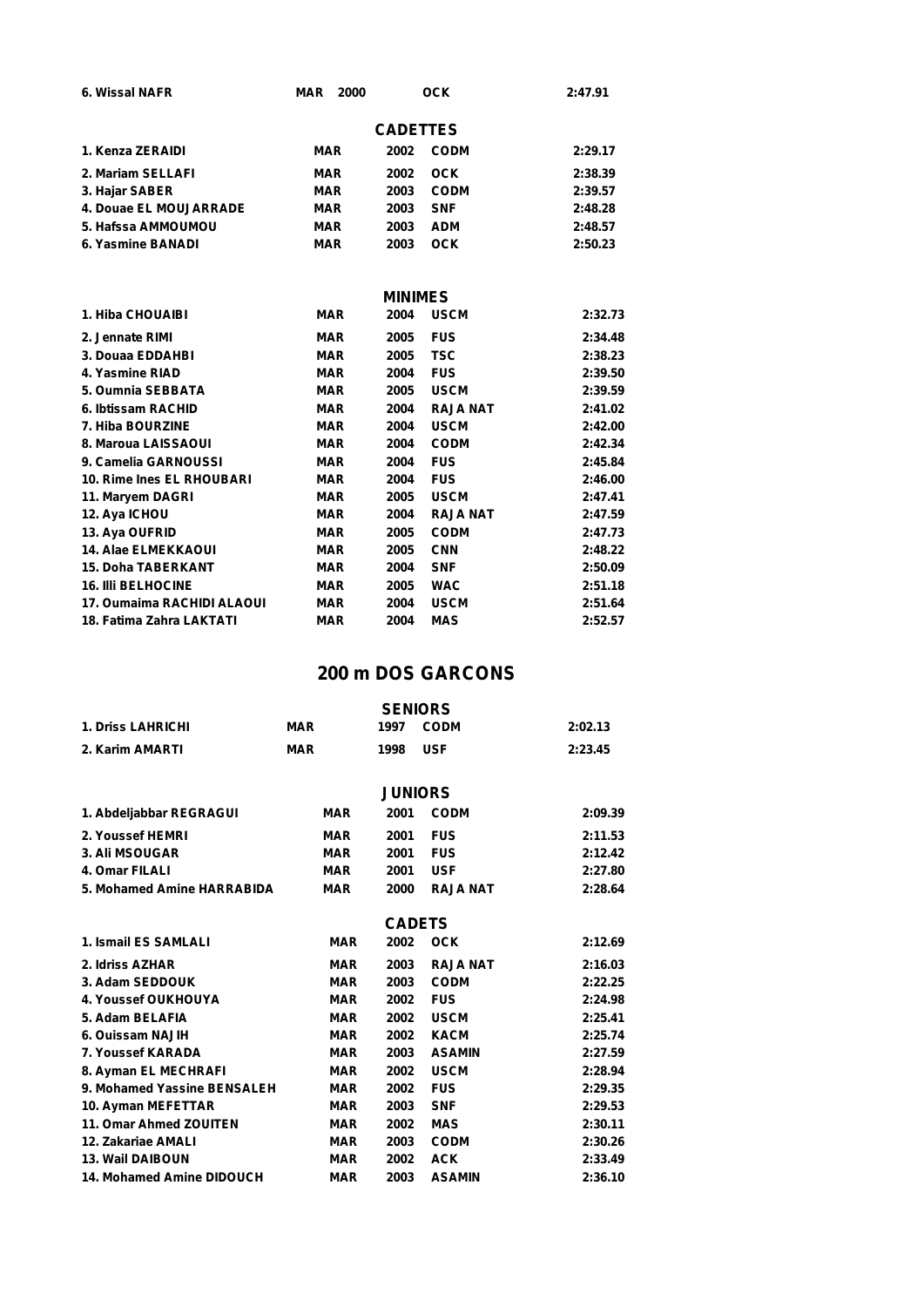| | | | | |
|---|---|---|---|---|
| 6. Wissal NAFR | MAR | 2000 | OCK | 2:47.91 |

**CADETTES**

| | | | | |
|---|---|---|---|---|
| 1. Kenza ZERAIDI | MAR | 2002 | CODM | 2:29.17 |
| 2. Mariam SELLAFI | MAR | 2002 | OCK | 2:38.39 |
| 3. Hajar SABER | MAR | 2003 | CODM | 2:39.57 |
| 4. Douae EL MOUJARRADE | MAR | 2003 | SNF | 2:48.28 |
| 5. Hafssa AMMOUMOU | MAR | 2003 | ADM | 2:48.57 |
| 6. Yasmine BANADI | MAR | 2003 | OCK | 2:50.23 |

**MINIMES**

| | | | | |
|---|---|---|---|---|
| 1. Hiba CHOUAIBI | MAR | 2004 | USCM | 2:32.73 |
| 2. Jennate RIMI | MAR | 2005 | FUS | 2:34.48 |
| 3. Douaa EDDAHBI | MAR | 2005 | TSC | 2:38.23 |
| 4. Yasmine RIAD | MAR | 2004 | FUS | 2:39.50 |
| 5. Oumnia SEBBATA | MAR | 2005 | USCM | 2:39.59 |
| 6. Ibtissam RACHID | MAR | 2004 | RAJA NAT | 2:41.02 |
| 7. Hiba BOURZINE | MAR | 2004 | USCM | 2:42.00 |
| 8. Maroua LAISSAOUI | MAR | 2004 | CODM | 2:42.34 |
| 9. Camelia GARNOUSSI | MAR | 2004 | FUS | 2:45.84 |
| 10. Rime Ines EL RHOUBARI | MAR | 2004 | FUS | 2:46.00 |
| 11. Maryem DAGRI | MAR | 2005 | USCM | 2:47.41 |
| 12. Aya ICHOU | MAR | 2004 | RAJA NAT | 2:47.59 |
| 13. Aya OUFRID | MAR | 2005 | CODM | 2:47.73 |
| 14. Alae ELMEKKAOUI | MAR | 2005 | CNN | 2:48.22 |
| 15. Doha TABERKANT | MAR | 2004 | SNF | 2:50.09 |
| 16. Illi BELHOCINE | MAR | 2005 | WAC | 2:51.18 |
| 17. Oumaima RACHIDI ALAOUI | MAR | 2004 | USCM | 2:51.64 |
| 18. Fatima Zahra LAKTATI | MAR | 2004 | MAS | 2:52.57 |

## 200 m DOS GARCONS

**SENIORS**

| | | | | |
|---|---|---|---|---|
| 1. Driss LAHRICHI | MAR | 1997 | CODM | 2:02.13 |
| 2. Karim AMARTI | MAR | 1998 | USF | 2:23.45 |

**JUNIORS**

| | | | | |
|---|---|---|---|---|
| 1. Abdeljabbar REGRAGUI | MAR | 2001 | CODM | 2:09.39 |
| 2. Youssef HEMRI | MAR | 2001 | FUS | 2:11.53 |
| 3. Ali MSOUGAR | MAR | 2001 | FUS | 2:12.42 |
| 4. Omar FILALI | MAR | 2001 | USF | 2:27.80 |
| 5. Mohamed Amine HARRABIDA | MAR | 2000 | RAJA NAT | 2:28.64 |

**CADETS**

| | | | | |
|---|---|---|---|---|
| 1. Ismail ES SAMLALI | MAR | 2002 | OCK | 2:12.69 |
| 2. Idriss AZHAR | MAR | 2003 | RAJA NAT | 2:16.03 |
| 3. Adam SEDDOUK | MAR | 2003 | CODM | 2:22.25 |
| 4. Youssef OUKHOUYA | MAR | 2002 | FUS | 2:24.98 |
| 5. Adam BELAFIA | MAR | 2002 | USCM | 2:25.41 |
| 6. Ouissam NAJIH | MAR | 2002 | KACM | 2:25.74 |
| 7. Youssef KARADA | MAR | 2003 | ASAMIN | 2:27.59 |
| 8. Ayman EL MECHRAFI | MAR | 2002 | USCM | 2:28.94 |
| 9. Mohamed Yassine BENSALEH | MAR | 2002 | FUS | 2:29.35 |
| 10. Ayman MEFETTAR | MAR | 2003 | SNF | 2:29.53 |
| 11. Omar Ahmed ZOUITEN | MAR | 2002 | MAS | 2:30.11 |
| 12. Zakariae AMALI | MAR | 2003 | CODM | 2:30.26 |
| 13. Wail DAIBOUN | MAR | 2002 | ACK | 2:33.49 |
| 14. Mohamed Amine DIDOUCH | MAR | 2003 | ASAMIN | 2:36.10 |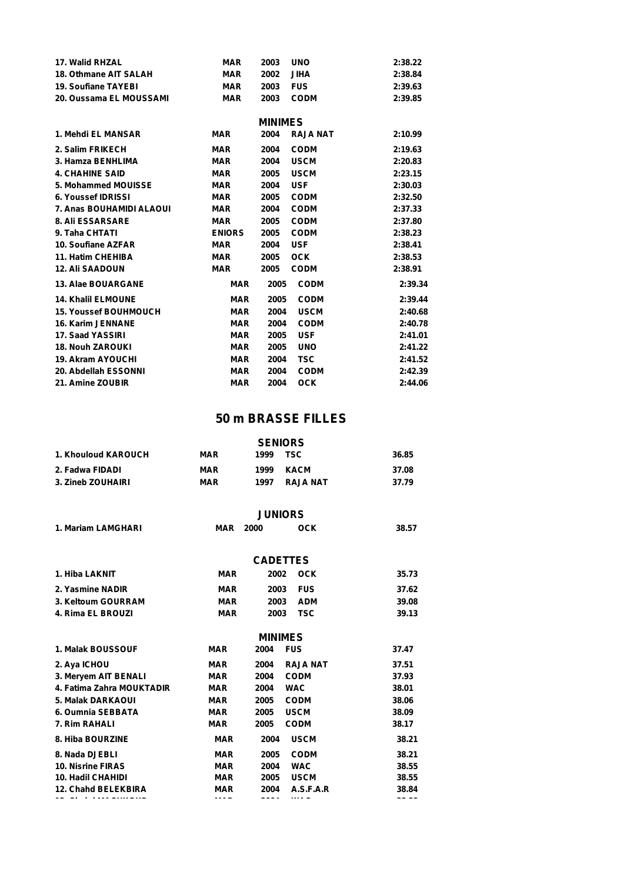| | | | | |
|---|---|---|---|---|
| 17. Walid RHZAL | MAR | 2003 | UNO | 2:38.22 |
| 18. Othmane AIT SALAH | MAR | 2002 | JIHA | 2:38.84 |
| 19. Soufiane TAYEBI | MAR | 2003 | FUS | 2:39.63 |
| 20. Oussama EL MOUSSAMI | MAR | 2003 | CODM | 2:39.85 |

### MINIMES

| | | | | |
|---|---|---|---|---|
| 1. Mehdi EL MANSAR | MAR | 2004 | RAJA NAT | 2:10.99 |
| 2. Salim FRIKECH | MAR | 2004 | CODM | 2:19.63 |
| 3. Hamza BENHLIMA | MAR | 2004 | USCM | 2:20.83 |
| 4. CHAHINE SAID | MAR | 2005 | USCM | 2:23.15 |
| 5. Mohammed MOUISSE | MAR | 2004 | USF | 2:30.03 |
| 6. Youssef IDRISSI | MAR | 2005 | CODM | 2:32.50 |
| 7. Anas BOUHAMIDI ALAOUI | MAR | 2004 | CODM | 2:37.33 |
| 8. Ali ESSARSARE | MAR | 2005 | CODM | 2:37.80 |
| 9. Taha CHTATI | ENIORS | 2005 | CODM | 2:38.23 |
| 10. Soufiane AZFAR | MAR | 2004 | USF | 2:38.41 |
| 11. Hatim CHEHIBA | MAR | 2005 | OCK | 2:38.53 |
| 12. Ali SAADOUN | MAR | 2005 | CODM | 2:38.91 |
| 13. Alae BOUARGANE | MAR | 2005 | CODM | 2:39.34 |
| 14. Khalil ELMOUNE | MAR | 2005 | CODM | 2:39.44 |
| 15. Youssef BOUHMOUCH | MAR | 2004 | USCM | 2:40.68 |
| 16. Karim JENNANE | MAR | 2004 | CODM | 2:40.78 |
| 17. Saad YASSIRI | MAR | 2005 | USF | 2:41.01 |
| 18. Nouh ZAROUKI | MAR | 2005 | UNO | 2:41.22 |
| 19. Akram AYOUCHI | MAR | 2004 | TSC | 2:41.52 |
| 20. Abdellah ESSONNI | MAR | 2004 | CODM | 2:42.39 |
| 21. Amine ZOUBIR | MAR | 2004 | OCK | 2:44.06 |

## 50 m BRASSE FILLES

### SENIORS

| | | | | |
|---|---|---|---|---|
| 1. Khouloud KAROUCH | MAR | 1999 | TSC | 36.85 |
| 2. Fadwa FIDADI | MAR | 1999 | KACM | 37.08 |
| 3. Zineb ZOUHAIRI | MAR | 1997 | RAJA NAT | 37.79 |

### JUNIORS

| | | | | |
|---|---|---|---|---|
| 1. Mariam LAMGHARI | MAR | 2000 | OCK | 38.57 |

### CADETTES

| | | | | |
|---|---|---|---|---|
| 1. Hiba LAKNIT | MAR | 2002 | OCK | 35.73 |
| 2. Yasmine NADIR | MAR | 2003 | FUS | 37.62 |
| 3. Keltoum GOURRAM | MAR | 2003 | ADM | 39.08 |
| 4. Rima EL BROUZI | MAR | 2003 | TSC | 39.13 |

### MINIMES

| | | | | |
|---|---|---|---|---|
| 1. Malak BOUSSOUF | MAR | 2004 | FUS | 37.47 |
| 2. Aya ICHOU | MAR | 2004 | RAJA NAT | 37.51 |
| 3. Meryem AIT BENALI | MAR | 2004 | CODM | 37.93 |
| 4. Fatima Zahra MOUKTADIR | MAR | 2004 | WAC | 38.01 |
| 5. Malak DARKAOUI | MAR | 2005 | CODM | 38.06 |
| 6. Oumnia SEBBATA | MAR | 2005 | USCM | 38.09 |
| 7. Rim RAHALI | MAR | 2005 | CODM | 38.17 |
| 8. Hiba BOURZINE | MAR | 2004 | USCM | 38.21 |
| 8. Nada DJEBLI | MAR | 2005 | CODM | 38.21 |
| 10. Nisrine FIRAS | MAR | 2004 | WAC | 38.55 |
| 10. Hadil CHAHIDI | MAR | 2005 | USCM | 38.55 |
| 12. Chahd BELEKBIRA | MAR | 2004 | A.S.F.A.R | 38.84 |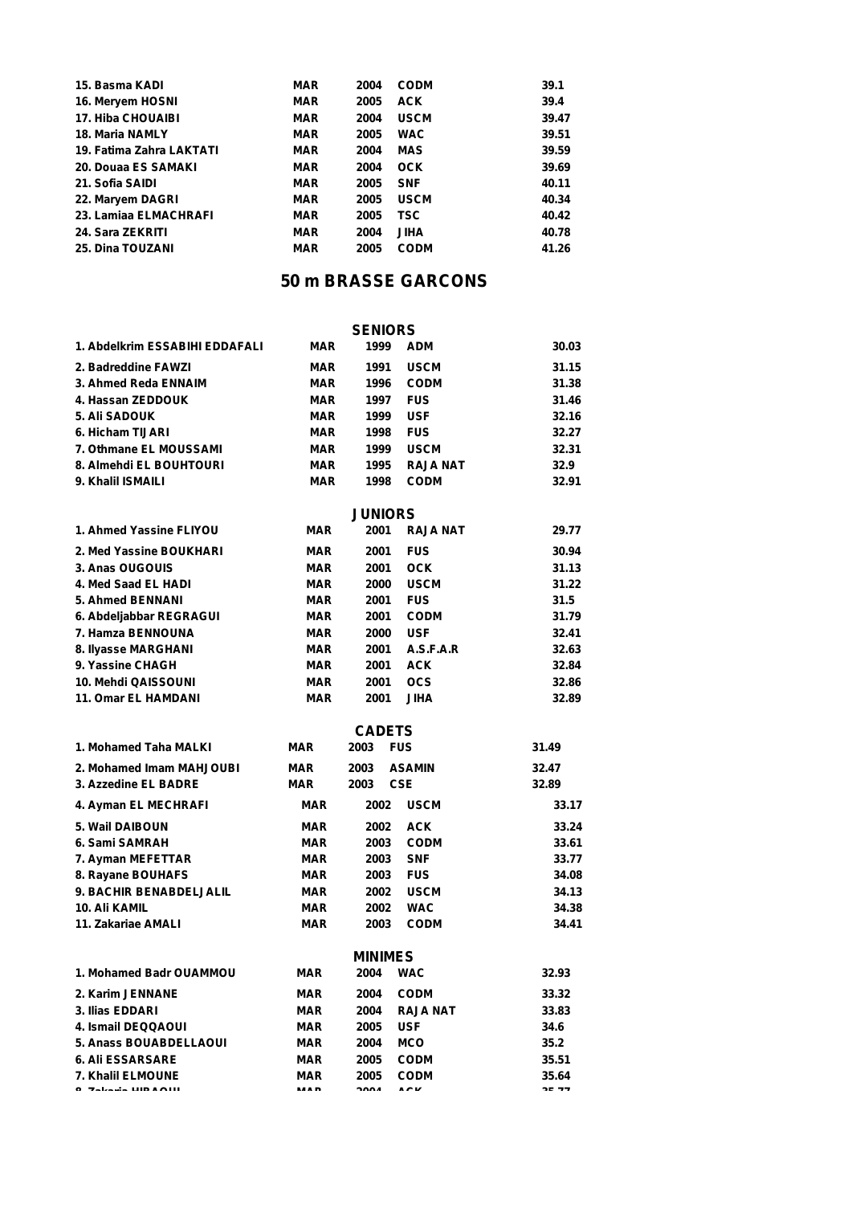| | | | | |
|---|---|---|---|---|
| 15. Basma KADI | MAR | 2004 | CODM | 39.1 |
| 16. Meryem HOSNI | MAR | 2005 | ACK | 39.4 |
| 17. Hiba CHOUAIBI | MAR | 2004 | USCM | 39.47 |
| 18. Maria NAMLY | MAR | 2005 | WAC | 39.51 |
| 19. Fatima Zahra LAKTATI | MAR | 2004 | MAS | 39.59 |
| 20. Douaa ES SAMAKI | MAR | 2004 | OCK | 39.69 |
| 21. Sofia SAIDI | MAR | 2005 | SNF | 40.11 |
| 22. Maryem DAGRI | MAR | 2005 | USCM | 40.34 |
| 23. Lamiaa ELMACHRAFI | MAR | 2005 | TSC | 40.42 |
| 24. Sara ZEKRITI | MAR | 2004 | JIHA | 40.78 |
| 25. Dina TOUZANI | MAR | 2005 | CODM | 41.26 |

## 50 m BRASSE GARCONS

### SENIORS

| | | | | |
|---|---|---|---|---|
| 1. Abdelkrim ESSABIHI EDDAFALI | MAR | 1999 | ADM | 30.03 |
| 2. Badreddine FAWZI | MAR | 1991 | USCM | 31.15 |
| 3. Ahmed Reda ENNAIM | MAR | 1996 | CODM | 31.38 |
| 4. Hassan ZEDDOUK | MAR | 1997 | FUS | 31.46 |
| 5. Ali SADOUK | MAR | 1999 | USF | 32.16 |
| 6. Hicham TIJARI | MAR | 1998 | FUS | 32.27 |
| 7. Othmane EL MOUSSAMI | MAR | 1999 | USCM | 32.31 |
| 8. Almehdi EL BOUHTOURI | MAR | 1995 | RAJA NAT | 32.9 |
| 9. Khalil ISMAILI | MAR | 1998 | CODM | 32.91 |

### JUNIORS

| | | | | |
|---|---|---|---|---|
| 1. Ahmed Yassine FLIYOU | MAR | 2001 | RAJA NAT | 29.77 |
| 2. Med Yassine BOUKHARI | MAR | 2001 | FUS | 30.94 |
| 3. Anas OUGOUIS | MAR | 2001 | OCK | 31.13 |
| 4. Med Saad EL HADI | MAR | 2000 | USCM | 31.22 |
| 5. Ahmed BENNANI | MAR | 2001 | FUS | 31.5 |
| 6. Abdeljabbar REGRAGUI | MAR | 2001 | CODM | 31.79 |
| 7. Hamza BENNOUNA | MAR | 2000 | USF | 32.41 |
| 8. Ilyasse MARGHANI | MAR | 2001 | A.S.F.A.R | 32.63 |
| 9. Yassine CHAGH | MAR | 2001 | ACK | 32.84 |
| 10. Mehdi QAISSOUNI | MAR | 2001 | OCS | 32.86 |
| 11. Omar EL HAMDANI | MAR | 2001 | JIHA | 32.89 |

### CADETS

| | | | | |
|---|---|---|---|---|
| 1. Mohamed Taha MALKI | MAR | 2003 | FUS | 31.49 |
| 2. Mohamed Imam MAHJOUBI | MAR | 2003 | ASAMIN | 32.47 |
| 3. Azzedine EL BADRE | MAR | 2003 | CSE | 32.89 |
| 4. Ayman EL MECHRAFI | MAR | 2002 | USCM | 33.17 |
| 5. Wail DAIBOUN | MAR | 2002 | ACK | 33.24 |
| 6. Sami SAMRAH | MAR | 2003 | CODM | 33.61 |
| 7. Ayman MEFETTAR | MAR | 2003 | SNF | 33.77 |
| 8. Rayane BOUHAFS | MAR | 2003 | FUS | 34.08 |
| 9. BACHIR BENABDELJALIL | MAR | 2002 | USCM | 34.13 |
| 10. Ali KAMIL | MAR | 2002 | WAC | 34.38 |
| 11. Zakariae AMALI | MAR | 2003 | CODM | 34.41 |

### MINIMES

| | | | | |
|---|---|---|---|---|
| 1. Mohamed Badr OUAMMOU | MAR | 2004 | WAC | 32.93 |
| 2. Karim JENNANE | MAR | 2004 | CODM | 33.32 |
| 3. Ilias EDDARI | MAR | 2004 | RAJA NAT | 33.83 |
| 4. Ismail DEQQAOUI | MAR | 2005 | USF | 34.6 |
| 5. Anass BOUABDELLAOUI | MAR | 2004 | MCO | 35.2 |
| 6. Ali ESSARSARE | MAR | 2005 | CODM | 35.51 |
| 7. Khalil ELMOUNE | MAR | 2005 | CODM | 35.64 |
| 8. Zakaria HIRAOUI | MAR | 2004 | ACK | 35.77 |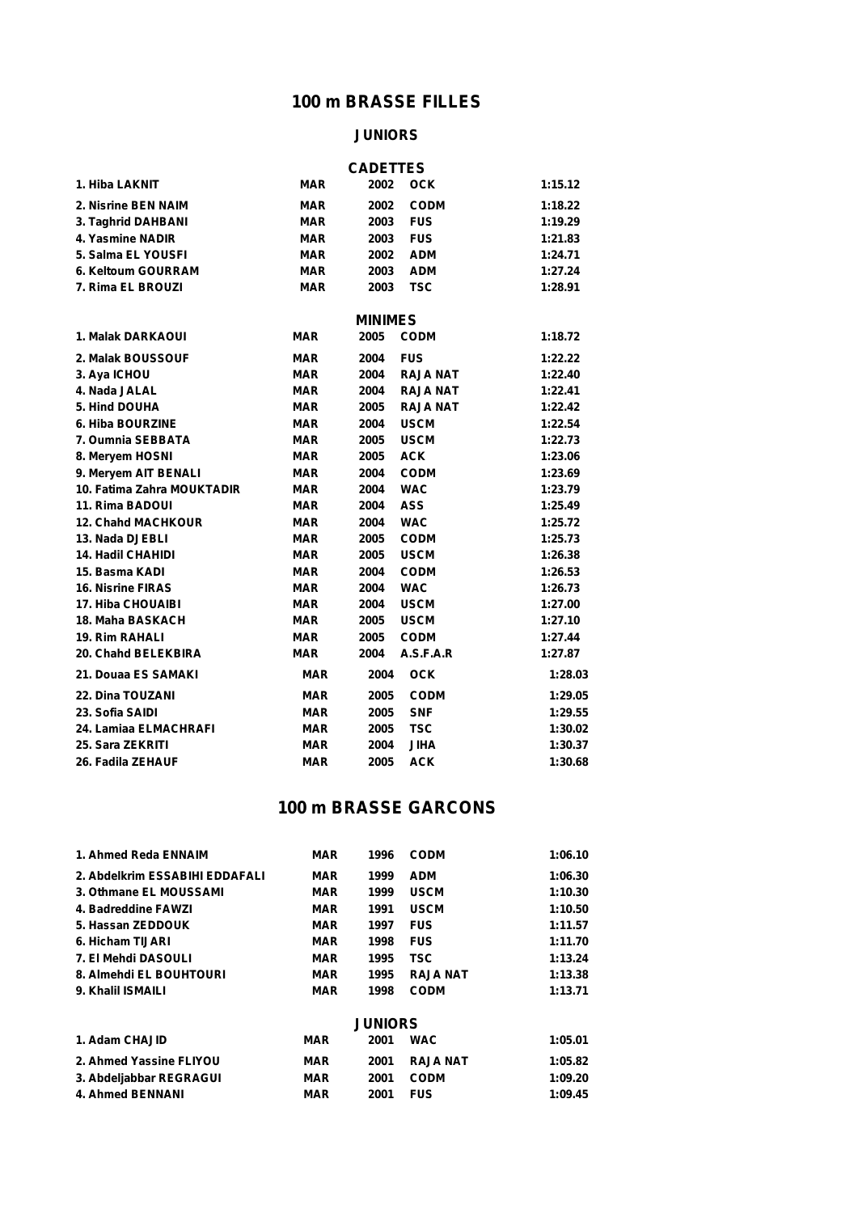## 100 m BRASSE FILLES

### JUNIORS

### CADETTES

| | | | | |
|---|---|---|---|---|
| 1. Hiba LAKNIT | MAR | 2002 | OCK | 1:15.12 |
| 2. Nisrine BEN NAIM | MAR | 2002 | CODM | 1:18.22 |
| 3. Taghrid DAHBANI | MAR | 2003 | FUS | 1:19.29 |
| 4. Yasmine NADIR | MAR | 2003 | FUS | 1:21.83 |
| 5. Salma EL YOUSFI | MAR | 2002 | ADM | 1:24.71 |
| 6. Keltoum GOURRAM | MAR | 2003 | ADM | 1:27.24 |
| 7. Rima EL BROUZI | MAR | 2003 | TSC | 1:28.91 |

### MINIMES

| | | | | |
|---|---|---|---|---|
| 1. Malak DARKAOUI | MAR | 2005 | CODM | 1:18.72 |
| 2. Malak BOUSSOUF | MAR | 2004 | FUS | 1:22.22 |
| 3. Aya ICHOU | MAR | 2004 | RAJA NAT | 1:22.40 |
| 4. Nada JALAL | MAR | 2004 | RAJA NAT | 1:22.41 |
| 5. Hind DOUHA | MAR | 2005 | RAJA NAT | 1:22.42 |
| 6. Hiba BOURZINE | MAR | 2004 | USCM | 1:22.54 |
| 7. Oumnia SEBBATA | MAR | 2005 | USCM | 1:22.73 |
| 8. Meryem HOSNI | MAR | 2005 | ACK | 1:23.06 |
| 9. Meryem AIT BENALI | MAR | 2004 | CODM | 1:23.69 |
| 10. Fatima Zahra MOUKTADIR | MAR | 2004 | WAC | 1:23.79 |
| 11. Rima BADOUI | MAR | 2004 | ASS | 1:25.49 |
| 12. Chahd MACHKOUR | MAR | 2004 | WAC | 1:25.72 |
| 13. Nada DJEBLI | MAR | 2005 | CODM | 1:25.73 |
| 14. Hadil CHAHIDI | MAR | 2005 | USCM | 1:26.38 |
| 15. Basma KADI | MAR | 2004 | CODM | 1:26.53 |
| 16. Nisrine FIRAS | MAR | 2004 | WAC | 1:26.73 |
| 17. Hiba CHOUAIBI | MAR | 2004 | USCM | 1:27.00 |
| 18. Maha BASKACH | MAR | 2005 | USCM | 1:27.10 |
| 19. Rim RAHALI | MAR | 2005 | CODM | 1:27.44 |
| 20. Chahd BELEKBIRA | MAR | 2004 | A.S.F.A.R | 1:27.87 |
| 21. Douaa ES SAMAKI | MAR | 2004 | OCK | 1:28.03 |
| 22. Dina TOUZANI | MAR | 2005 | CODM | 1:29.05 |
| 23. Sofia SAIDI | MAR | 2005 | SNF | 1:29.55 |
| 24. Lamiaa ELMACHRAFI | MAR | 2005 | TSC | 1:30.02 |
| 25. Sara ZEKRITI | MAR | 2004 | JIHA | 1:30.37 |
| 26. Fadila ZEHAUF | MAR | 2005 | ACK | 1:30.68 |

## 100 m BRASSE GARCONS

| | | | | |
|---|---|---|---|---|
| 1. Ahmed Reda ENNAIM | MAR | 1996 | CODM | 1:06.10 |
| 2. Abdelkrim ESSABIHI EDDAFALI | MAR | 1999 | ADM | 1:06.30 |
| 3. Othmane EL MOUSSAMI | MAR | 1999 | USCM | 1:10.30 |
| 4. Badreddine FAWZI | MAR | 1991 | USCM | 1:10.50 |
| 5. Hassan ZEDDOUK | MAR | 1997 | FUS | 1:11.57 |
| 6. Hicham TIJARI | MAR | 1998 | FUS | 1:11.70 |
| 7. El Mehdi DASOULI | MAR | 1995 | TSC | 1:13.24 |
| 8. Almehdi EL BOUHTOURI | MAR | 1995 | RAJA NAT | 1:13.38 |
| 9. Khalil ISMAILI | MAR | 1998 | CODM | 1:13.71 |

### JUNIORS

| | | | | |
|---|---|---|---|---|
| 1. Adam CHAJID | MAR | 2001 | WAC | 1:05.01 |
| 2. Ahmed Yassine FLIYOU | MAR | 2001 | RAJA NAT | 1:05.82 |
| 3. Abdeljabbar REGRAGUI | MAR | 2001 | CODM | 1:09.20 |
| 4. Ahmed BENNANI | MAR | 2001 | FUS | 1:09.45 |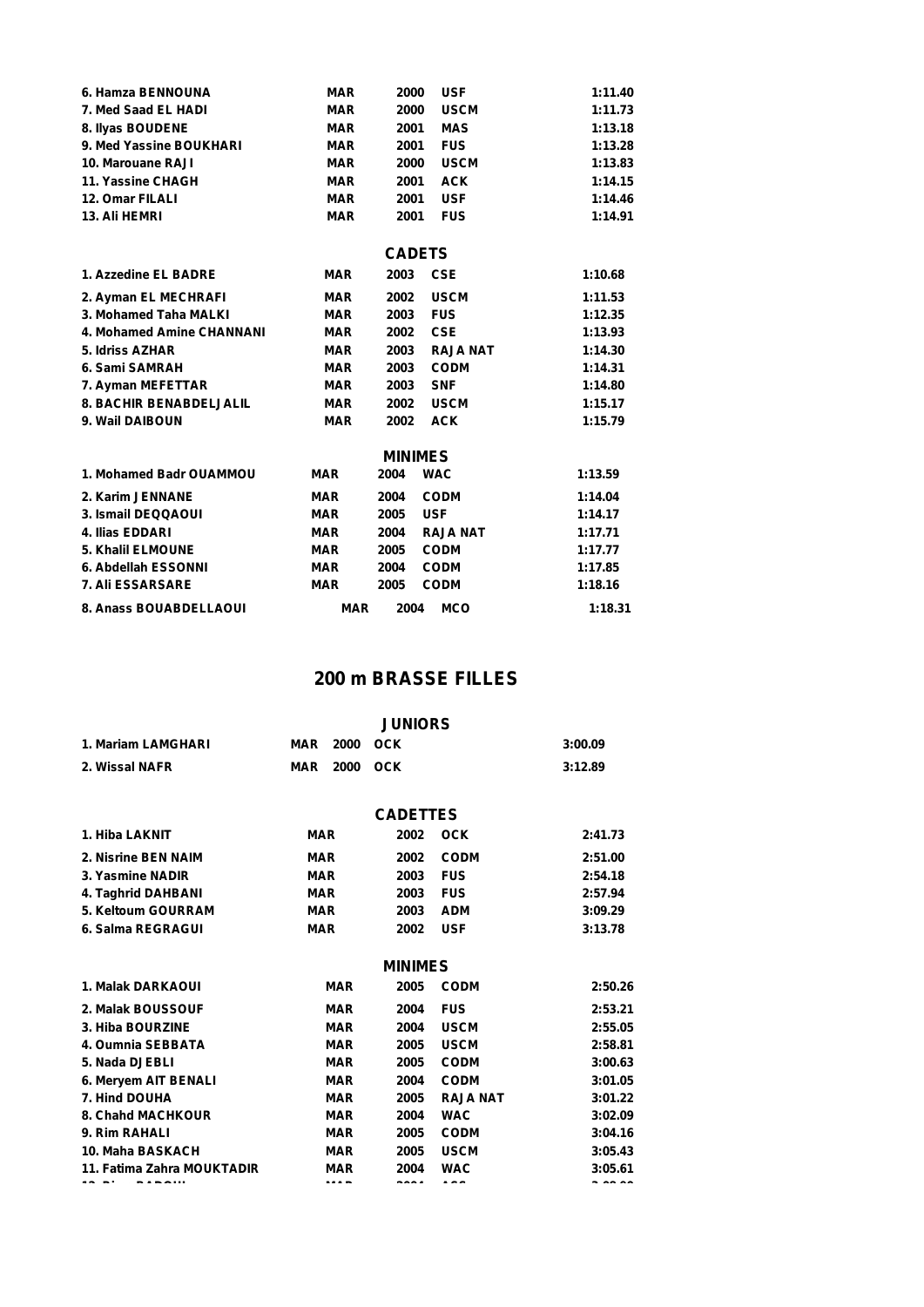| | | | | |
|---|---|---|---|---|
| 6. Hamza BENNOUNA | MAR | 2000 | USF | 1:11.40 |
| 7. Med Saad EL HADI | MAR | 2000 | USCM | 1:11.73 |
| 8. Ilyas BOUDENE | MAR | 2001 | MAS | 1:13.18 |
| 9. Med Yassine BOUKHARI | MAR | 2001 | FUS | 1:13.28 |
| 10. Marouane RAJI | MAR | 2000 | USCM | 1:13.83 |
| 11. Yassine CHAGH | MAR | 2001 | ACK | 1:14.15 |
| 12. Omar FILALI | MAR | 2001 | USF | 1:14.46 |
| 13. Ali HEMRI | MAR | 2001 | FUS | 1:14.91 |

**CADETS**

| | | | | |
|---|---|---|---|---|
| 1. Azzedine EL BADRE | MAR | 2003 | CSE | 1:10.68 |
| 2. Ayman EL MECHRAFI | MAR | 2002 | USCM | 1:11.53 |
| 3. Mohamed Taha MALKI | MAR | 2003 | FUS | 1:12.35 |
| 4. Mohamed Amine CHANNANI | MAR | 2002 | CSE | 1:13.93 |
| 5. Idriss AZHAR | MAR | 2003 | RAJA NAT | 1:14.30 |
| 6. Sami SAMRAH | MAR | 2003 | CODM | 1:14.31 |
| 7. Ayman MEFETTAR | MAR | 2003 | SNF | 1:14.80 |
| 8. BACHIR BENABDELJALIL | MAR | 2002 | USCM | 1:15.17 |
| 9. Wail DAIBOUN | MAR | 2002 | ACK | 1:15.79 |

**MINIMES**

| | | | | |
|---|---|---|---|---|
| 1. Mohamed Badr OUAMMOU | MAR | 2004 | WAC | 1:13.59 |
| 2. Karim JENNANE | MAR | 2004 | CODM | 1:14.04 |
| 3. Ismail DEQQAOUI | MAR | 2005 | USF | 1:14.17 |
| 4. Ilias EDDARI | MAR | 2004 | RAJA NAT | 1:17.71 |
| 5. Khalil ELMOUNE | MAR | 2005 | CODM | 1:17.77 |
| 6. Abdellah ESSONNI | MAR | 2004 | CODM | 1:17.85 |
| 7. Ali ESSARSARE | MAR | 2005 | CODM | 1:18.16 |
| 8. Anass BOUABDELLAOUI | MAR | 2004 | MCO | 1:18.31 |

## 200 m BRASSE FILLES

**JUNIORS**

| | | | | |
|---|---|---|---|---|
| 1. Mariam LAMGHARI | MAR | 2000 | OCK | 3:00.09 |
| 2. Wissal NAFR | MAR | 2000 | OCK | 3:12.89 |

**CADETTES**

| | | | | |
|---|---|---|---|---|
| 1. Hiba LAKNIT | MAR | 2002 | OCK | 2:41.73 |
| 2. Nisrine BEN NAIM | MAR | 2002 | CODM | 2:51.00 |
| 3. Yasmine NADIR | MAR | 2003 | FUS | 2:54.18 |
| 4. Taghrid DAHBANI | MAR | 2003 | FUS | 2:57.94 |
| 5. Keltoum GOURRAM | MAR | 2003 | ADM | 3:09.29 |
| 6. Salma REGRAGUI | MAR | 2002 | USF | 3:13.78 |

**MINIMES**

| | | | | |
|---|---|---|---|---|
| 1. Malak DARKAOUI | MAR | 2005 | CODM | 2:50.26 |
| 2. Malak BOUSSOUF | MAR | 2004 | FUS | 2:53.21 |
| 3. Hiba BOURZINE | MAR | 2004 | USCM | 2:55.05 |
| 4. Oumnia SEBBATA | MAR | 2005 | USCM | 2:58.81 |
| 5. Nada DJEBLI | MAR | 2005 | CODM | 3:00.63 |
| 6. Meryem AIT BENALI | MAR | 2004 | CODM | 3:01.05 |
| 7. Hind DOUHA | MAR | 2005 | RAJA NAT | 3:01.22 |
| 8. Chahd MACHKOUR | MAR | 2004 | WAC | 3:02.09 |
| 9. Rim RAHALI | MAR | 2005 | CODM | 3:04.16 |
| 10. Maha BASKACH | MAR | 2005 | USCM | 3:05.43 |
| 11. Fatima Zahra MOUKTADIR | MAR | 2004 | WAC | 3:05.61 |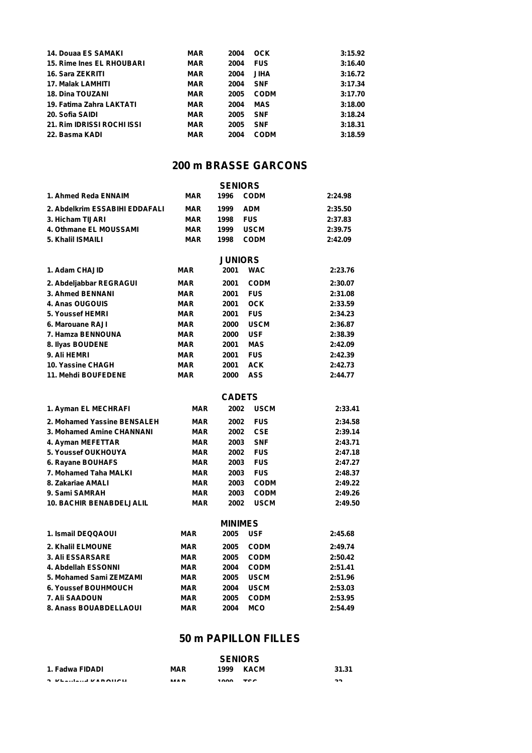| | | | | |
|---|---|---|---|---|
| 14. Douaa ES SAMAKI | MAR | 2004 | OCK | 3:15.92 |
| 15. Rime Ines EL RHOUBARI | MAR | 2004 | FUS | 3:16.40 |
| 16. Sara ZEKRITI | MAR | 2004 | JIHA | 3:16.72 |
| 17. Malak LAMHITI | MAR | 2004 | SNF | 3:17.34 |
| 18. Dina TOUZANI | MAR | 2005 | CODM | 3:17.70 |
| 19. Fatima Zahra LAKTATI | MAR | 2004 | MAS | 3:18.00 |
| 20. Sofia SAIDI | MAR | 2005 | SNF | 3:18.24 |
| 21. Rim IDRISSI ROCHI ISSI | MAR | 2005 | SNF | 3:18.31 |
| 22. Basma KADI | MAR | 2004 | CODM | 3:18.59 |

## 200 m BRASSE GARCONS

### SENIORS

| | | | | |
|---|---|---|---|---|
| 1. Ahmed Reda ENNAIM | MAR | 1996 | CODM | 2:24.98 |
| 2. Abdelkrim ESSABIHI EDDAFALI | MAR | 1999 | ADM | 2:35.50 |
| 3. Hicham TIJARI | MAR | 1998 | FUS | 2:37.83 |
| 4. Othmane EL MOUSSAMI | MAR | 1999 | USCM | 2:39.75 |
| 5. Khalil ISMAILI | MAR | 1998 | CODM | 2:42.09 |

### JUNIORS

| | | | | |
|---|---|---|---|---|
| 1. Adam CHAJID | MAR | 2001 | WAC | 2:23.76 |
| 2. Abdeljabbar REGRAGUI | MAR | 2001 | CODM | 2:30.07 |
| 3. Ahmed BENNANI | MAR | 2001 | FUS | 2:31.08 |
| 4. Anas OUGOUIS | MAR | 2001 | OCK | 2:33.59 |
| 5. Youssef HEMRI | MAR | 2001 | FUS | 2:34.23 |
| 6. Marouane RAJI | MAR | 2000 | USCM | 2:36.87 |
| 7. Hamza BENNOUNA | MAR | 2000 | USF | 2:38.39 |
| 8. Ilyas BOUDENE | MAR | 2001 | MAS | 2:42.09 |
| 9. Ali HEMRI | MAR | 2001 | FUS | 2:42.39 |
| 10. Yassine CHAGH | MAR | 2001 | ACK | 2:42.73 |
| 11. Mehdi BOUFEDENE | MAR | 2000 | ASS | 2:44.77 |

### CADETS

| | | | | |
|---|---|---|---|---|
| 1. Ayman EL MECHRAFI | MAR | 2002 | USCM | 2:33.41 |
| 2. Mohamed Yassine BENSALEH | MAR | 2002 | FUS | 2:34.58 |
| 3. Mohamed Amine CHANNANI | MAR | 2002 | CSE | 2:39.14 |
| 4. Ayman MEFETTAR | MAR | 2003 | SNF | 2:43.71 |
| 5. Youssef OUKHOUYA | MAR | 2002 | FUS | 2:47.18 |
| 6. Rayane BOUHAFS | MAR | 2003 | FUS | 2:47.27 |
| 7. Mohamed Taha MALKI | MAR | 2003 | FUS | 2:48.37 |
| 8. Zakariae AMALI | MAR | 2003 | CODM | 2:49.22 |
| 9. Sami SAMRAH | MAR | 2003 | CODM | 2:49.26 |
| 10. BACHIR BENABDELJALIL | MAR | 2002 | USCM | 2:49.50 |

### MINIMES

| | | | | |
|---|---|---|---|---|
| 1. Ismail DEQQAOUI | MAR | 2005 | USF | 2:45.68 |
| 2. Khalil ELMOUNE | MAR | 2005 | CODM | 2:49.74 |
| 3. Ali ESSARSARE | MAR | 2005 | CODM | 2:50.42 |
| 4. Abdellah ESSONNI | MAR | 2004 | CODM | 2:51.41 |
| 5. Mohamed Sami ZEMZAMI | MAR | 2005 | USCM | 2:51.96 |
| 6. Youssef BOUHMOUCH | MAR | 2004 | USCM | 2:53.03 |
| 7. Ali SAADOUN | MAR | 2005 | CODM | 2:53.95 |
| 8. Anass BOUABDELLAOUI | MAR | 2004 | MCO | 2:54.49 |

## 50 m PAPILLON FILLES

### SENIORS

| | | | | |
|---|---|---|---|---|
| 1. Fadwa FIDADI | MAR | 1999 | KACM | 31.31 |
| 2. Khouloud KAROUCH | MAR | 1999 | TSC | 32... |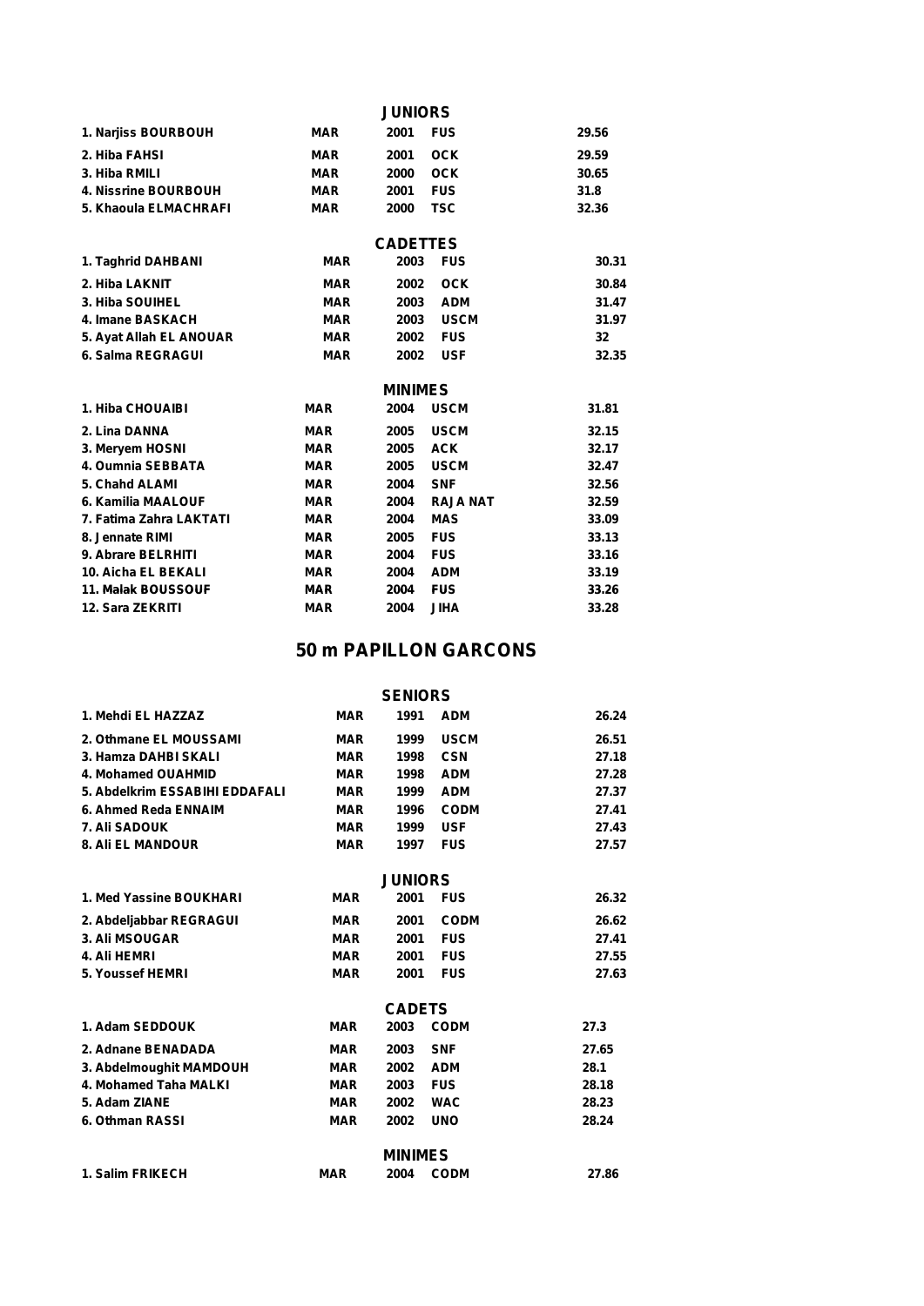### JUNIORS

| | | | | |
|---|---|---|---|---|
| 1. Narjiss BOURBOUH | MAR | 2001 | FUS | 29.56 |
| 2. Hiba FAHSI | MAR | 2001 | OCK | 29.59 |
| 3. Hiba RMILI | MAR | 2000 | OCK | 30.65 |
| 4. Nissrine BOURBOUH | MAR | 2001 | FUS | 31.8 |
| 5. Khaoula ELMACHRAFI | MAR | 2000 | TSC | 32.36 |

### CADETTES

| | | | | |
|---|---|---|---|---|
| 1. Taghrid DAHBANI | MAR | 2003 | FUS | 30.31 |
| 2. Hiba LAKNIT | MAR | 2002 | OCK | 30.84 |
| 3. Hiba SOUIHEL | MAR | 2003 | ADM | 31.47 |
| 4. Imane BASKACH | MAR | 2003 | USCM | 31.97 |
| 5. Ayat Allah EL ANOUAR | MAR | 2002 | FUS | 32 |
| 6. Salma REGRAGUI | MAR | 2002 | USF | 32.35 |

### MINIMES

| | | | | |
|---|---|---|---|---|
| 1. Hiba CHOUAIBI | MAR | 2004 | USCM | 31.81 |
| 2. Lina DANNA | MAR | 2005 | USCM | 32.15 |
| 3. Meryem HOSNI | MAR | 2005 | ACK | 32.17 |
| 4. Oumnia SEBBATA | MAR | 2005 | USCM | 32.47 |
| 5. Chahd ALAMI | MAR | 2004 | SNF | 32.56 |
| 6. Kamilia MAALOUF | MAR | 2004 | RAJA NAT | 32.59 |
| 7. Fatima Zahra LAKTATI | MAR | 2004 | MAS | 33.09 |
| 8. Jennate RIMI | MAR | 2005 | FUS | 33.13 |
| 9. Abrare BELRHITI | MAR | 2004 | FUS | 33.16 |
| 10. Aicha EL BEKALI | MAR | 2004 | ADM | 33.19 |
| 11. Malak BOUSSOUF | MAR | 2004 | FUS | 33.26 |
| 12. Sara ZEKRITI | MAR | 2004 | JIHA | 33.28 |

## 50 m PAPILLON GARCONS

### SENIORS

| | | | | |
|---|---|---|---|---|
| 1. Mehdi EL HAZZAZ | MAR | 1991 | ADM | 26.24 |
| 2. Othmane EL MOUSSAMI | MAR | 1999 | USCM | 26.51 |
| 3. Hamza DAHBI SKALI | MAR | 1998 | CSN | 27.18 |
| 4. Mohamed OUAHMID | MAR | 1998 | ADM | 27.28 |
| 5. Abdelkrim ESSABIHI EDDAFALI | MAR | 1999 | ADM | 27.37 |
| 6. Ahmed Reda ENNAIM | MAR | 1996 | CODM | 27.41 |
| 7. Ali SADOUK | MAR | 1999 | USF | 27.43 |
| 8. Ali EL MANDOUR | MAR | 1997 | FUS | 27.57 |

### JUNIORS

| | | | | |
|---|---|---|---|---|
| 1. Med Yassine BOUKHARI | MAR | 2001 | FUS | 26.32 |
| 2. Abdeljabbar REGRAGUI | MAR | 2001 | CODM | 26.62 |
| 3. Ali MSOUGAR | MAR | 2001 | FUS | 27.41 |
| 4. Ali HEMRI | MAR | 2001 | FUS | 27.55 |
| 5. Youssef HEMRI | MAR | 2001 | FUS | 27.63 |

### CADETS

| | | | | |
|---|---|---|---|---|
| 1. Adam SEDDOUK | MAR | 2003 | CODM | 27.3 |
| 2. Adnane BENADADA | MAR | 2003 | SNF | 27.65 |
| 3. Abdelmoughit MAMDOUH | MAR | 2002 | ADM | 28.1 |
| 4. Mohamed Taha MALKI | MAR | 2003 | FUS | 28.18 |
| 5. Adam ZIANE | MAR | 2002 | WAC | 28.23 |
| 6. Othman RASSI | MAR | 2002 | UNO | 28.24 |

### MINIMES

| | | | | |
|---|---|---|---|---|
| 1. Salim FRIKECH | MAR | 2004 | CODM | 27.86 |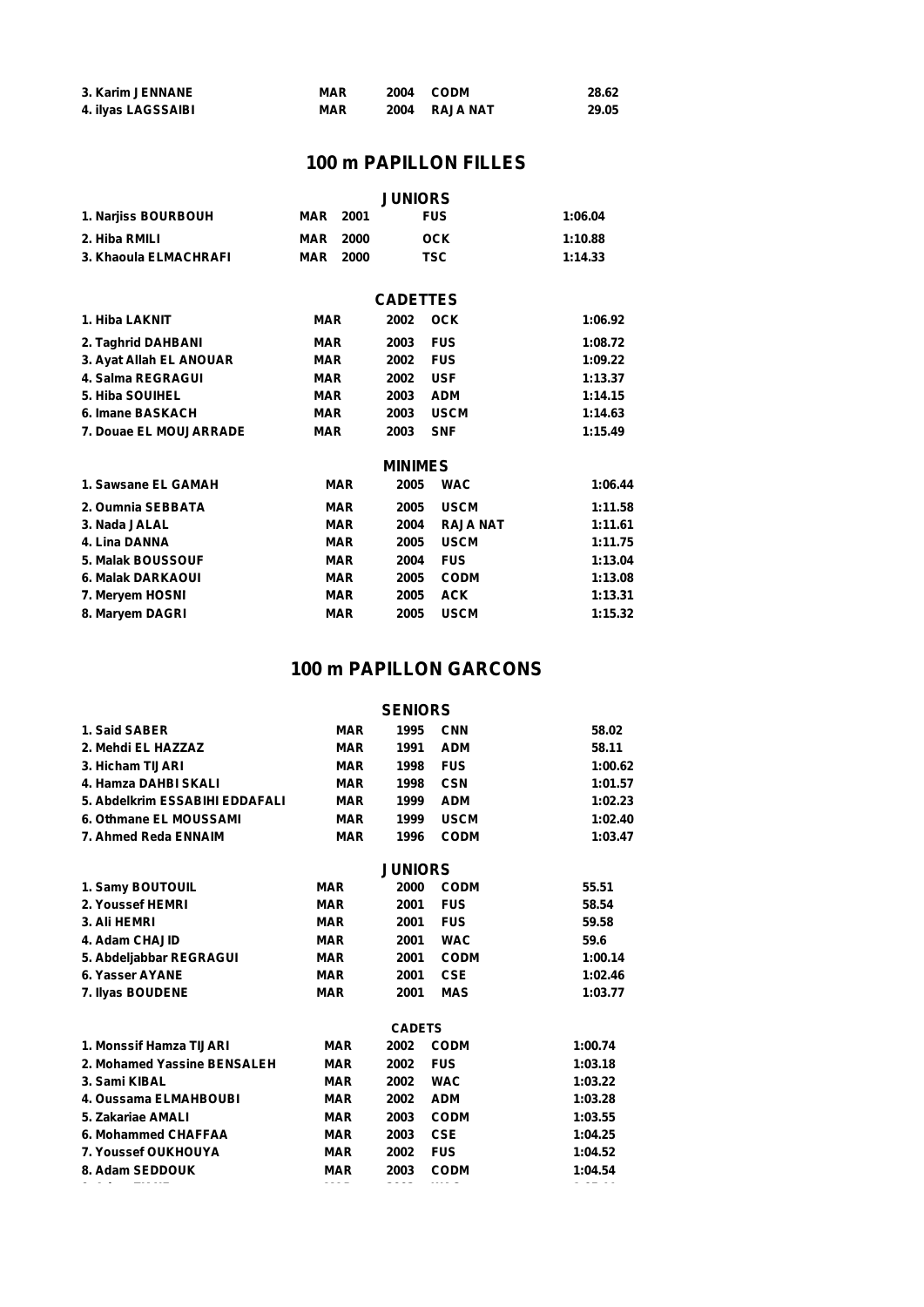| | | | | |
|---|---|---|---|---|
| 3. Karim JENNANE | MAR | 2004 | CODM | 28.62 |
| 4. ilyas LAGSSAIBI | MAR | 2004 | RAJA NAT | 29.05 |

## 100 m PAPILLON FILLES

### JUNIORS

| | | | | |
|---|---|---|---|---|
| 1. Narjiss BOURBOUH | MAR | 2001 | FUS | 1:06.04 |
| 2. Hiba RMILI | MAR | 2000 | OCK | 1:10.88 |
| 3. Khaoula ELMACHRAFI | MAR | 2000 | TSC | 1:14.33 |

### CADETTES

| | | | | |
|---|---|---|---|---|
| 1. Hiba LAKNIT | MAR | 2002 | OCK | 1:06.92 |
| 2. Taghrid DAHBANI | MAR | 2003 | FUS | 1:08.72 |
| 3. Ayat Allah EL ANOUAR | MAR | 2002 | FUS | 1:09.22 |
| 4. Salma REGRAGUI | MAR | 2002 | USF | 1:13.37 |
| 5. Hiba SOUIHEL | MAR | 2003 | ADM | 1:14.15 |
| 6. Imane BASKACH | MAR | 2003 | USCM | 1:14.63 |
| 7. Douae EL MOUJARRADE | MAR | 2003 | SNF | 1:15.49 |

### MINIMES

| | | | | |
|---|---|---|---|---|
| 1. Sawsane EL GAMAH | MAR | 2005 | WAC | 1:06.44 |
| 2. Oumnia SEBBATA | MAR | 2005 | USCM | 1:11.58 |
| 3. Nada JALAL | MAR | 2004 | RAJA NAT | 1:11.61 |
| 4. Lina DANNA | MAR | 2005 | USCM | 1:11.75 |
| 5. Malak BOUSSOUF | MAR | 2004 | FUS | 1:13.04 |
| 6. Malak DARKAOUI | MAR | 2005 | CODM | 1:13.08 |
| 7. Meryem HOSNI | MAR | 2005 | ACK | 1:13.31 |
| 8. Maryem DAGRI | MAR | 2005 | USCM | 1:15.32 |

## 100 m PAPILLON GARCONS

### SENIORS

| | | | | |
|---|---|---|---|---|
| 1. Said SABER | MAR | 1995 | CNN | 58.02 |
| 2. Mehdi EL HAZZAZ | MAR | 1991 | ADM | 58.11 |
| 3. Hicham TIJARI | MAR | 1998 | FUS | 1:00.62 |
| 4. Hamza DAHBI SKALI | MAR | 1998 | CSN | 1:01.57 |
| 5. Abdelkrim ESSABIHI EDDAFALI | MAR | 1999 | ADM | 1:02.23 |
| 6. Othmane EL MOUSSAMI | MAR | 1999 | USCM | 1:02.40 |
| 7. Ahmed Reda ENNAIM | MAR | 1996 | CODM | 1:03.47 |

### JUNIORS

| | | | | |
|---|---|---|---|---|
| 1. Samy BOUTOUIL | MAR | 2000 | CODM | 55.51 |
| 2. Youssef HEMRI | MAR | 2001 | FUS | 58.54 |
| 3. Ali HEMRI | MAR | 2001 | FUS | 59.58 |
| 4. Adam CHAJID | MAR | 2001 | WAC | 59.6 |
| 5. Abdeljabbar REGRAGUI | MAR | 2001 | CODM | 1:00.14 |
| 6. Yasser AYANE | MAR | 2001 | CSE | 1:02.46 |
| 7. Ilyas BOUDENE | MAR | 2001 | MAS | 1:03.77 |

### CADETS

| | | | | |
|---|---|---|---|---|
| 1. Monssif Hamza TIJARI | MAR | 2002 | CODM | 1:00.74 |
| 2. Mohamed Yassine BENSALEH | MAR | 2002 | FUS | 1:03.18 |
| 3. Sami KIBAL | MAR | 2002 | WAC | 1:03.22 |
| 4. Oussama ELMAHBOUBI | MAR | 2002 | ADM | 1:03.28 |
| 5. Zakariae AMALI | MAR | 2003 | CODM | 1:03.55 |
| 6. Mohammed CHAFFAA | MAR | 2003 | CSE | 1:04.25 |
| 7. Youssef OUKHOUYA | MAR | 2002 | FUS | 1:04.52 |
| 8. Adam SEDDOUK | MAR | 2003 | CODM | 1:04.54 |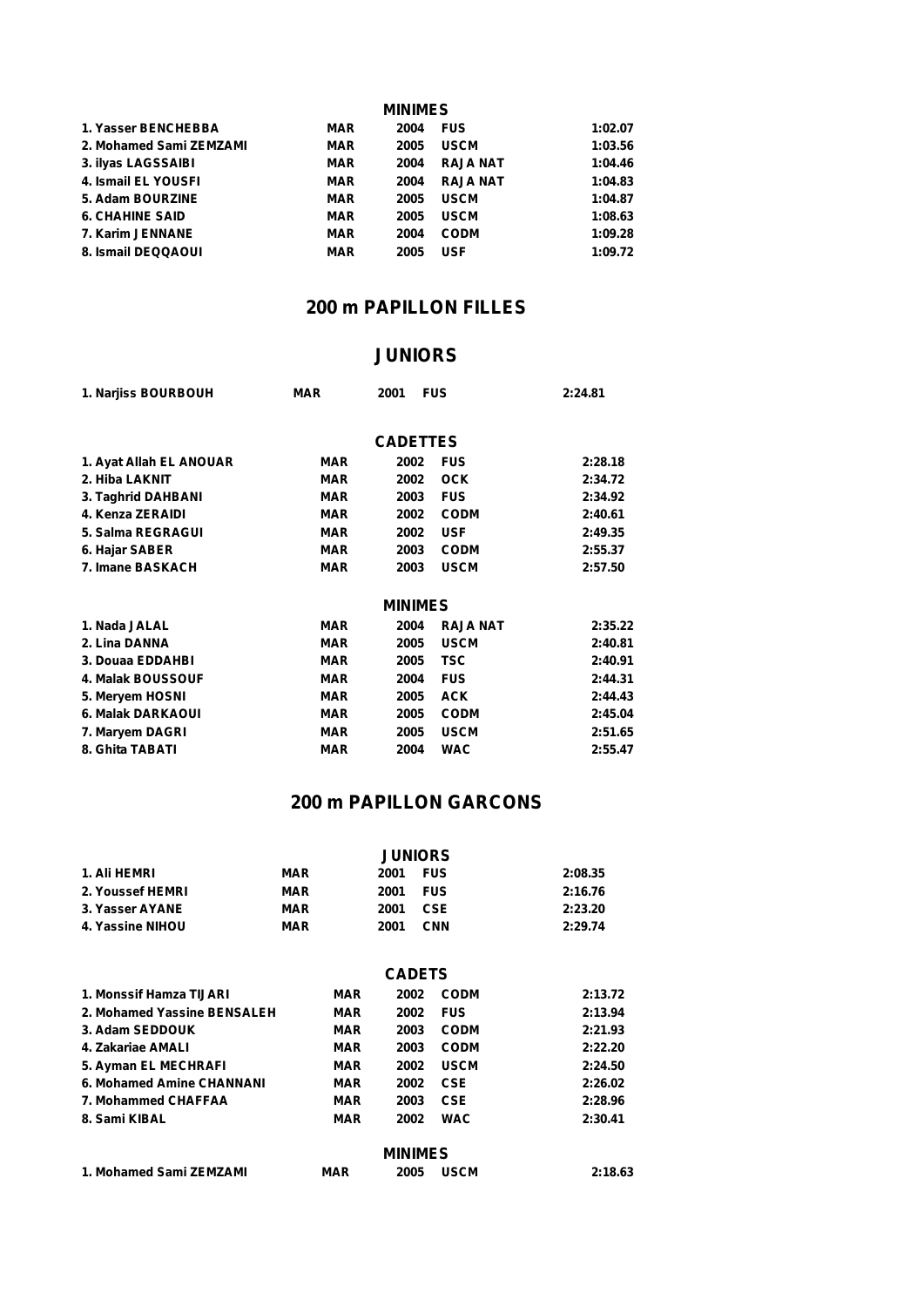### MINIMES

| | | | | |
|---|---|---|---|---|
| 1. Yasser BENCHEBBA | MAR | 2004 | FUS | 1:02.07 |
| 2. Mohamed Sami ZEMZAMI | MAR | 2005 | USCM | 1:03.56 |
| 3. ilyas LAGSSAIBI | MAR | 2004 | RAJA NAT | 1:04.46 |
| 4. Ismail EL YOUSFI | MAR | 2004 | RAJA NAT | 1:04.83 |
| 5. Adam BOURZINE | MAR | 2005 | USCM | 1:04.87 |
| 6. CHAHINE SAID | MAR | 2005 | USCM | 1:08.63 |
| 7. Karim JENNANE | MAR | 2004 | CODM | 1:09.28 |
| 8. Ismail DEQQAOUI | MAR | 2005 | USF | 1:09.72 |

## 200 m PAPILLON FILLES

### JUNIORS

| | | | | |
|---|---|---|---|---|
| 1. Narjiss BOURBOUH | MAR | 2001 | FUS | 2:24.81 |

### CADETTES

| | | | | |
|---|---|---|---|---|
| 1. Ayat Allah EL ANOUAR | MAR | 2002 | FUS | 2:28.18 |
| 2. Hiba LAKNIT | MAR | 2002 | OCK | 2:34.72 |
| 3. Taghrid DAHBANI | MAR | 2003 | FUS | 2:34.92 |
| 4. Kenza ZERAIDI | MAR | 2002 | CODM | 2:40.61 |
| 5. Salma REGRAGUI | MAR | 2002 | USF | 2:49.35 |
| 6. Hajar SABER | MAR | 2003 | CODM | 2:55.37 |
| 7. Imane BASKACH | MAR | 2003 | USCM | 2:57.50 |

### MINIMES

| | | | | |
|---|---|---|---|---|
| 1. Nada JALAL | MAR | 2004 | RAJA NAT | 2:35.22 |
| 2. Lina DANNA | MAR | 2005 | USCM | 2:40.81 |
| 3. Douaa EDDAHBI | MAR | 2005 | TSC | 2:40.91 |
| 4. Malak BOUSSOUF | MAR | 2004 | FUS | 2:44.31 |
| 5. Meryem HOSNI | MAR | 2005 | ACK | 2:44.43 |
| 6. Malak DARKAOUI | MAR | 2005 | CODM | 2:45.04 |
| 7. Maryem DAGRI | MAR | 2005 | USCM | 2:51.65 |
| 8. Ghita TABATI | MAR | 2004 | WAC | 2:55.47 |

## 200 m PAPILLON GARCONS

### JUNIORS

| | | | | |
|---|---|---|---|---|
| 1. Ali HEMRI | MAR | 2001 | FUS | 2:08.35 |
| 2. Youssef HEMRI | MAR | 2001 | FUS | 2:16.76 |
| 3. Yasser AYANE | MAR | 2001 | CSE | 2:23.20 |
| 4. Yassine NIHOU | MAR | 2001 | CNN | 2:29.74 |

### CADETS

| | | | | |
|---|---|---|---|---|
| 1. Monssif Hamza TIJARI | MAR | 2002 | CODM | 2:13.72 |
| 2. Mohamed Yassine BENSALEH | MAR | 2002 | FUS | 2:13.94 |
| 3. Adam SEDDOUK | MAR | 2003 | CODM | 2:21.93 |
| 4. Zakariae AMALI | MAR | 2003 | CODM | 2:22.20 |
| 5. Ayman EL MECHRAFI | MAR | 2002 | USCM | 2:24.50 |
| 6. Mohamed Amine CHANNANI | MAR | 2002 | CSE | 2:26.02 |
| 7. Mohammed CHAFFAA | MAR | 2003 | CSE | 2:28.96 |
| 8. Sami KIBAL | MAR | 2002 | WAC | 2:30.41 |

### MINIMES

| | | | | |
|---|---|---|---|---|
| 1. Mohamed Sami ZEMZAMI | MAR | 2005 | USCM | 2:18.63 |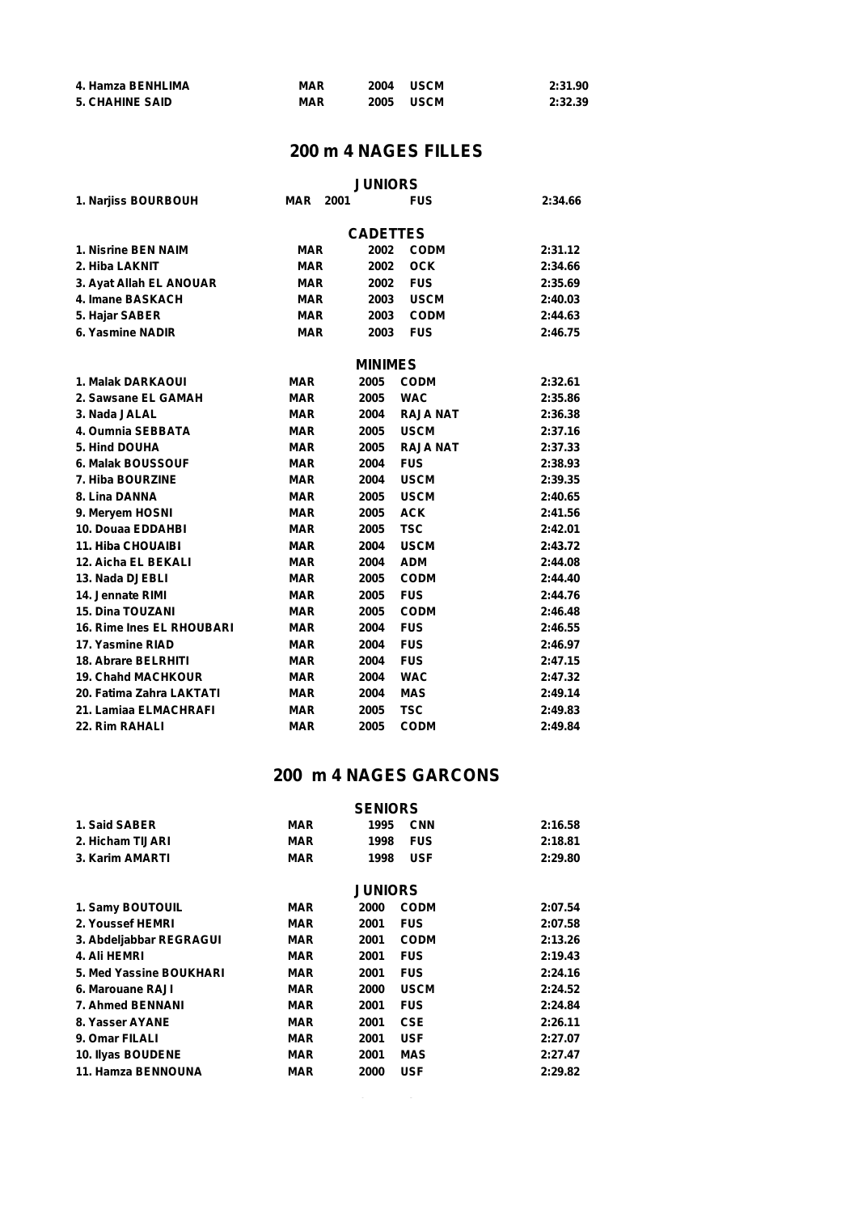| | | | | |
|---|---|---|---|---|
| 4. Hamza BENHLIMA | MAR | 2004 | USCM | 2:31.90 |
| 5. CHAHINE SAID | MAR | 2005 | USCM | 2:32.39 |

## 200 m 4 NAGES FILLES

### JUNIORS

| | | | | |
|---|---|---|---|---|
| 1. Narjiss BOURBOUH | MAR | 2001 | FUS | 2:34.66 |

### CADETTES

| | | | | |
|---|---|---|---|---|
| 1. Nisrine BEN NAIM | MAR | 2002 | CODM | 2:31.12 |
| 2. Hiba LAKNIT | MAR | 2002 | OCK | 2:34.66 |
| 3. Ayat Allah EL ANOUAR | MAR | 2002 | FUS | 2:35.69 |
| 4. Imane BASKACH | MAR | 2003 | USCM | 2:40.03 |
| 5. Hajar SABER | MAR | 2003 | CODM | 2:44.63 |
| 6. Yasmine NADIR | MAR | 2003 | FUS | 2:46.75 |

### MINIMES

| | | | | |
|---|---|---|---|---|
| 1. Malak DARKAOUI | MAR | 2005 | CODM | 2:32.61 |
| 2. Sawsane EL GAMAH | MAR | 2005 | WAC | 2:35.86 |
| 3. Nada JALAL | MAR | 2004 | RAJA NAT | 2:36.38 |
| 4. Oumnia SEBBATA | MAR | 2005 | USCM | 2:37.16 |
| 5. Hind DOUHA | MAR | 2005 | RAJA NAT | 2:37.33 |
| 6. Malak BOUSSOUF | MAR | 2004 | FUS | 2:38.93 |
| 7. Hiba BOURZINE | MAR | 2004 | USCM | 2:39.35 |
| 8. Lina DANNA | MAR | 2005 | USCM | 2:40.65 |
| 9. Meryem HOSNI | MAR | 2005 | ACK | 2:41.56 |
| 10. Douaa EDDAHBI | MAR | 2005 | TSC | 2:42.01 |
| 11. Hiba CHOUAIBI | MAR | 2004 | USCM | 2:43.72 |
| 12. Aicha EL BEKALI | MAR | 2004 | ADM | 2:44.08 |
| 13. Nada DJEBLI | MAR | 2005 | CODM | 2:44.40 |
| 14. Jennate RIMI | MAR | 2005 | FUS | 2:44.76 |
| 15. Dina TOUZANI | MAR | 2005 | CODM | 2:46.48 |
| 16. Rime Ines EL RHOUBARI | MAR | 2004 | FUS | 2:46.55 |
| 17. Yasmine RIAD | MAR | 2004 | FUS | 2:46.97 |
| 18. Abrare BELRHITI | MAR | 2004 | FUS | 2:47.15 |
| 19. Chahd MACHKOUR | MAR | 2004 | WAC | 2:47.32 |
| 20. Fatima Zahra LAKTATI | MAR | 2004 | MAS | 2:49.14 |
| 21. Lamiaa ELMACHRAFI | MAR | 2005 | TSC | 2:49.83 |
| 22. Rim RAHALI | MAR | 2005 | CODM | 2:49.84 |

## 200 m 4 NAGES GARCONS

### SENIORS

| | | | | |
|---|---|---|---|---|
| 1. Said SABER | MAR | 1995 | CNN | 2:16.58 |
| 2. Hicham TIJARI | MAR | 1998 | FUS | 2:18.81 |
| 3. Karim AMARTI | MAR | 1998 | USF | 2:29.80 |

### JUNIORS

| | | | | |
|---|---|---|---|---|
| 1. Samy BOUTOUIL | MAR | 2000 | CODM | 2:07.54 |
| 2. Youssef HEMRI | MAR | 2001 | FUS | 2:07.58 |
| 3. Abdeljabbar REGRAGUI | MAR | 2001 | CODM | 2:13.26 |
| 4. Ali HEMRI | MAR | 2001 | FUS | 2:19.43 |
| 5. Med Yassine BOUKHARI | MAR | 2001 | FUS | 2:24.16 |
| 6. Marouane RAJI | MAR | 2000 | USCM | 2:24.52 |
| 7. Ahmed BENNANI | MAR | 2001 | FUS | 2:24.84 |
| 8. Yasser AYANE | MAR | 2001 | CSE | 2:26.11 |
| 9. Omar FILALI | MAR | 2001 | USF | 2:27.07 |
| 10. Ilyas BOUDENE | MAR | 2001 | MAS | 2:27.47 |
| 11. Hamza BENNOUNA | MAR | 2000 | USF | 2:29.82 |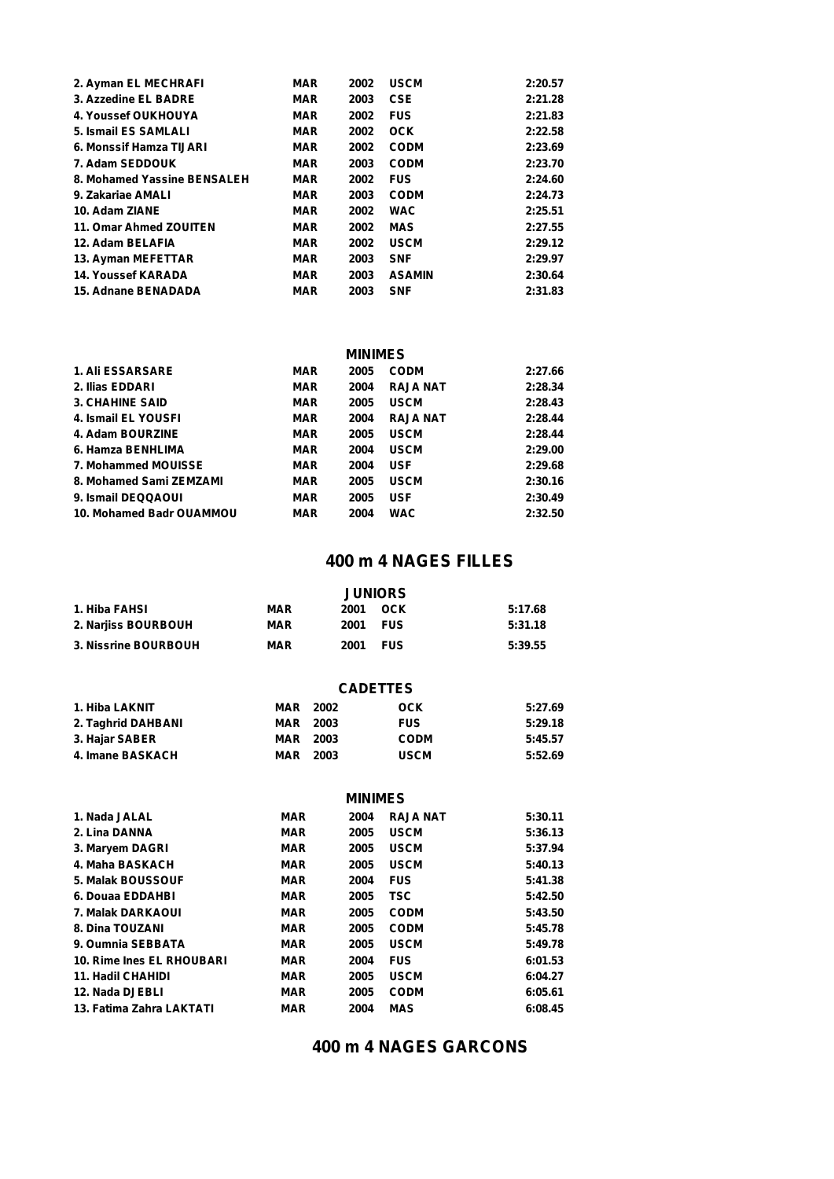| | | | | |
|---|---|---|---|---|
| 2. Ayman EL MECHRAFI | MAR | 2002 | USCM | 2:20.57 |
| 3. Azzedine EL BADRE | MAR | 2003 | CSE | 2:21.28 |
| 4. Youssef OUKHOUYA | MAR | 2002 | FUS | 2:21.83 |
| 5. Ismail ES SAMLALI | MAR | 2002 | OCK | 2:22.58 |
| 6. Monssif Hamza TIJARI | MAR | 2002 | CODM | 2:23.69 |
| 7. Adam SEDDOUK | MAR | 2003 | CODM | 2:23.70 |
| 8. Mohamed Yassine BENSALEH | MAR | 2002 | FUS | 2:24.60 |
| 9. Zakariae AMALI | MAR | 2003 | CODM | 2:24.73 |
| 10. Adam ZIANE | MAR | 2002 | WAC | 2:25.51 |
| 11. Omar Ahmed ZOUITEN | MAR | 2002 | MAS | 2:27.55 |
| 12. Adam BELAFIA | MAR | 2002 | USCM | 2:29.12 |
| 13. Ayman MEFETTAR | MAR | 2003 | SNF | 2:29.97 |
| 14. Youssef KARADA | MAR | 2003 | ASAMIN | 2:30.64 |
| 15. Adnane BENADADA | MAR | 2003 | SNF | 2:31.83 |

**MINIMES**

| | | | | |
|---|---|---|---|---|
| 1. Ali ESSARSARE | MAR | 2005 | CODM | 2:27.66 |
| 2. Ilias EDDARI | MAR | 2004 | RAJA NAT | 2:28.34 |
| 3. CHAHINE SAID | MAR | 2005 | USCM | 2:28.43 |
| 4. Ismail EL YOUSFI | MAR | 2004 | RAJA NAT | 2:28.44 |
| 4. Adam BOURZINE | MAR | 2005 | USCM | 2:28.44 |
| 6. Hamza BENHLIMA | MAR | 2004 | USCM | 2:29.00 |
| 7. Mohammed MOUISSE | MAR | 2004 | USF | 2:29.68 |
| 8. Mohamed Sami ZEMZAMI | MAR | 2005 | USCM | 2:30.16 |
| 9. Ismail DEQQAOUI | MAR | 2005 | USF | 2:30.49 |
| 10. Mohamed Badr OUAMMOU | MAR | 2004 | WAC | 2:32.50 |

## 400 m 4 NAGES FILLES

**JUNIORS**

| | | | | |
|---|---|---|---|---|
| 1. Hiba FAHSI | MAR | 2001 | OCK | 5:17.68 |
| 2. Narjiss BOURBOUH | MAR | 2001 | FUS | 5:31.18 |
| 3. Nissrine BOURBOUH | MAR | 2001 | FUS | 5:39.55 |

**CADETTES**

| | | | | |
|---|---|---|---|---|
| 1. Hiba LAKNIT | MAR | 2002 | OCK | 5:27.69 |
| 2. Taghrid DAHBANI | MAR | 2003 | FUS | 5:29.18 |
| 3. Hajar SABER | MAR | 2003 | CODM | 5:45.57 |
| 4. Imane BASKACH | MAR | 2003 | USCM | 5:52.69 |

**MINIMES**

| | | | | |
|---|---|---|---|---|
| 1. Nada JALAL | MAR | 2004 | RAJA NAT | 5:30.11 |
| 2. Lina DANNA | MAR | 2005 | USCM | 5:36.13 |
| 3. Maryem DAGRI | MAR | 2005 | USCM | 5:37.94 |
| 4. Maha BASKACH | MAR | 2005 | USCM | 5:40.13 |
| 5. Malak BOUSSOUF | MAR | 2004 | FUS | 5:41.38 |
| 6. Douaa EDDAHBI | MAR | 2005 | TSC | 5:42.50 |
| 7. Malak DARKAOUI | MAR | 2005 | CODM | 5:43.50 |
| 8. Dina TOUZANI | MAR | 2005 | CODM | 5:45.78 |
| 9. Oumnia SEBBATA | MAR | 2005 | USCM | 5:49.78 |
| 10. Rime Ines EL RHOUBARI | MAR | 2004 | FUS | 6:01.53 |
| 11. Hadil CHAHIDI | MAR | 2005 | USCM | 6:04.27 |
| 12. Nada DJEBLI | MAR | 2005 | CODM | 6:05.61 |
| 13. Fatima Zahra LAKTATI | MAR | 2004 | MAS | 6:08.45 |

## 400 m 4 NAGES GARCONS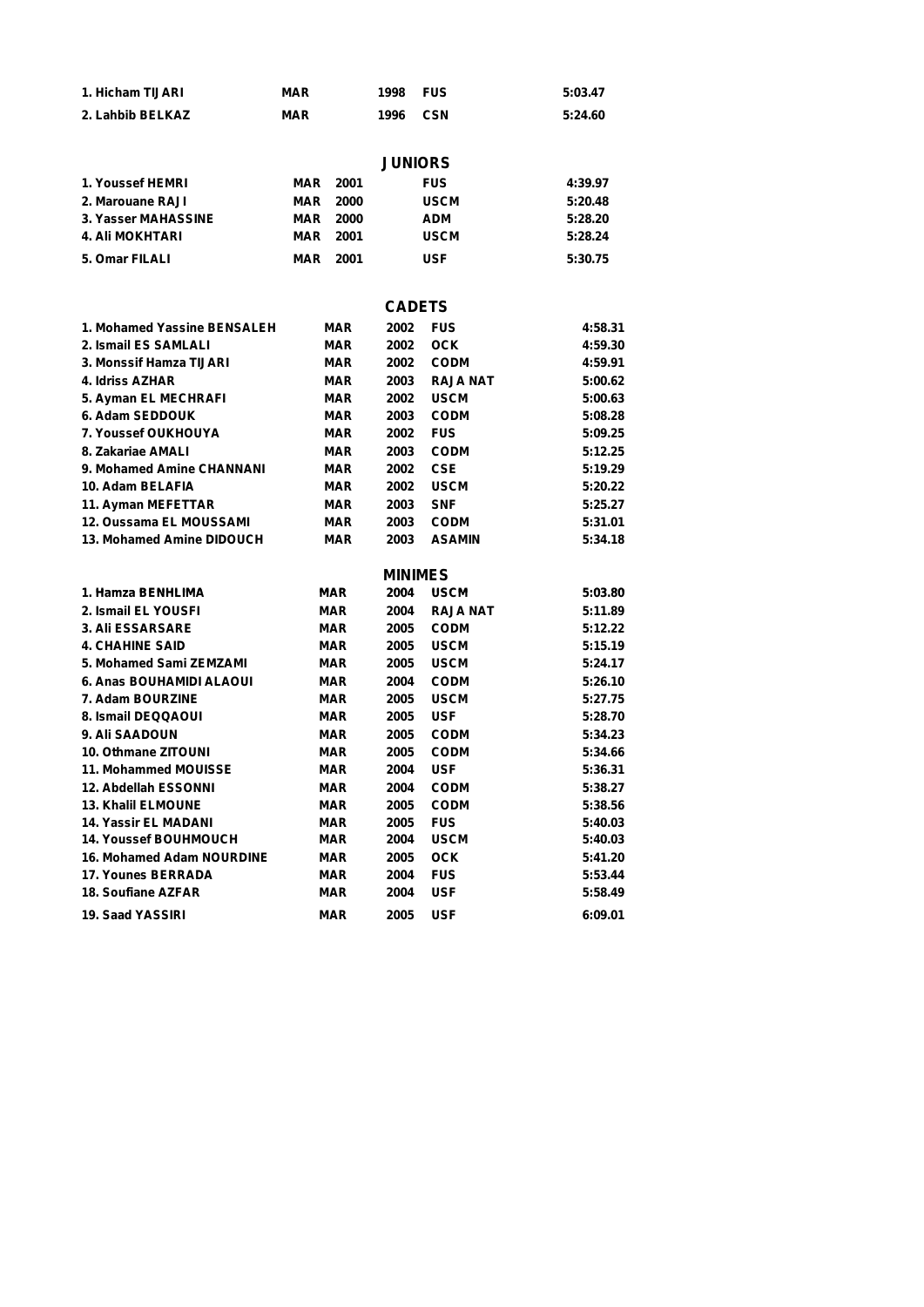| | | | | |
|---|---|---|---|---|
| 1. Hicham TIJARI | MAR | 1998 | FUS | 5:03.47 |
| 2. Lahbib BELKAZ | MAR | 1996 | CSN | 5:24.60 |

## JUNIORS

| | | | | |
|---|---|---|---|---|
| 1. Youssef HEMRI | MAR | 2001 | FUS | 4:39.97 |
| 2. Marouane RAJI | MAR | 2000 | USCM | 5:20.48 |
| 3. Yasser MAHASSINE | MAR | 2000 | ADM | 5:28.20 |
| 4. Ali MOKHTARI | MAR | 2001 | USCM | 5:28.24 |
| 5. Omar FILALI | MAR | 2001 | USF | 5:30.75 |

## CADETS

| | | | | |
|---|---|---|---|---|
| 1. Mohamed Yassine BENSALEH | MAR | 2002 | FUS | 4:58.31 |
| 2. Ismail ES SAMLALI | MAR | 2002 | OCK | 4:59.30 |
| 3. Monssif Hamza TIJARI | MAR | 2002 | CODM | 4:59.91 |
| 4. Idriss AZHAR | MAR | 2003 | RAJA NAT | 5:00.62 |
| 5. Ayman EL MECHRAFI | MAR | 2002 | USCM | 5:00.63 |
| 6. Adam SEDDOUK | MAR | 2003 | CODM | 5:08.28 |
| 7. Youssef OUKHOUYA | MAR | 2002 | FUS | 5:09.25 |
| 8. Zakariae AMALI | MAR | 2003 | CODM | 5:12.25 |
| 9. Mohamed Amine CHANNANI | MAR | 2002 | CSE | 5:19.29 |
| 10. Adam BELAFIA | MAR | 2002 | USCM | 5:20.22 |
| 11. Ayman MEFETTAR | MAR | 2003 | SNF | 5:25.27 |
| 12. Oussama EL MOUSSAMI | MAR | 2003 | CODM | 5:31.01 |
| 13. Mohamed Amine DIDOUCH | MAR | 2003 | ASAMIN | 5:34.18 |

## MINIMES

| | | | | |
|---|---|---|---|---|
| 1. Hamza BENHLIMA | MAR | 2004 | USCM | 5:03.80 |
| 2. Ismail EL YOUSFI | MAR | 2004 | RAJA NAT | 5:11.89 |
| 3. Ali ESSARSARE | MAR | 2005 | CODM | 5:12.22 |
| 4. CHAHINE SAID | MAR | 2005 | USCM | 5:15.19 |
| 5. Mohamed Sami ZEMZAMI | MAR | 2005 | USCM | 5:24.17 |
| 6. Anas BOUHAMIDI ALAOUI | MAR | 2004 | CODM | 5:26.10 |
| 7. Adam BOURZINE | MAR | 2005 | USCM | 5:27.75 |
| 8. Ismail DEQQAOUI | MAR | 2005 | USF | 5:28.70 |
| 9. Ali SAADOUN | MAR | 2005 | CODM | 5:34.23 |
| 10. Othmane ZITOUNI | MAR | 2005 | CODM | 5:34.66 |
| 11. Mohammed MOUISSE | MAR | 2004 | USF | 5:36.31 |
| 12. Abdellah ESSONNI | MAR | 2004 | CODM | 5:38.27 |
| 13. Khalil ELMOUNE | MAR | 2005 | CODM | 5:38.56 |
| 14. Yassir EL MADANI | MAR | 2005 | FUS | 5:40.03 |
| 14. Youssef BOUHMOUCH | MAR | 2004 | USCM | 5:40.03 |
| 16. Mohamed Adam NOURDINE | MAR | 2005 | OCK | 5:41.20 |
| 17. Younes BERRADA | MAR | 2004 | FUS | 5:53.44 |
| 18. Soufiane AZFAR | MAR | 2004 | USF | 5:58.49 |
| 19. Saad YASSIRI | MAR | 2005 | USF | 6:09.01 |